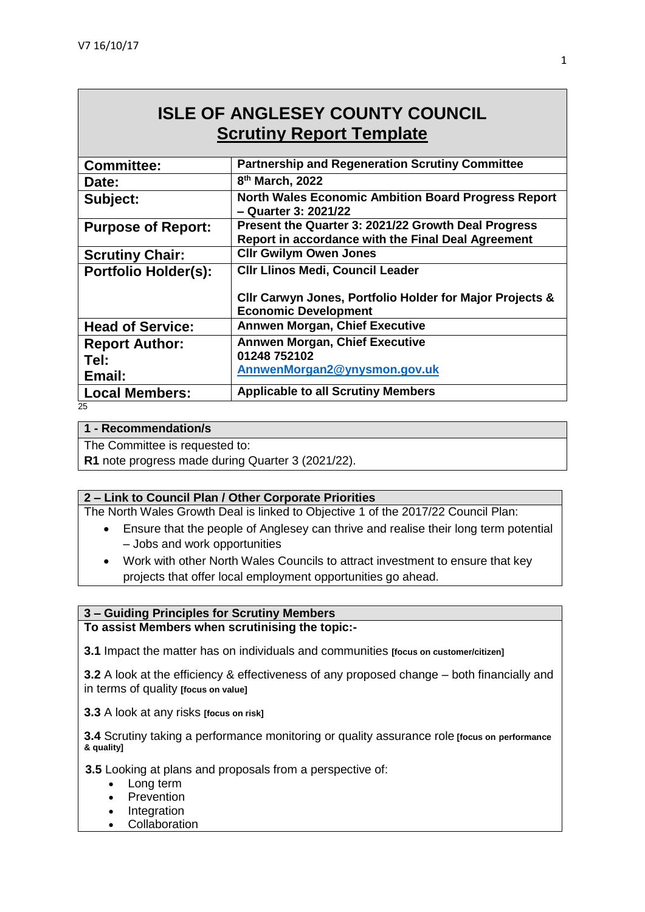V7 16/10/17

# ISLE OF ANGLESEY COUNTY COUNCIL
## Scrutiny Report Template

| | |
|---|---|
| **Committee:** | **Partnership and Regeneration Scrutiny Committee** |
| **Date:** | **8th March, 2022** |
| **Subject:** | **North Wales Economic Ambition Board Progress Report – Quarter 3: 2021/22** |
| **Purpose of Report:** | **Present the Quarter 3: 2021/22 Growth Deal Progress Report in accordance with the Final Deal Agreement** |
| **Scrutiny Chair:** | **Cllr Gwilym Owen Jones** |
| **Portfolio Holder(s):** | **Cllr Llinos Medi, Council Leader**<br><br>**Cllr Carwyn Jones, Portfolio Holder for Major Projects & Economic Development** |
| **Head of Service:** | **Annwen Morgan, Chief Executive** |
| **Report Author:**<br>**Tel:**<br>**Email:** | **Annwen Morgan, Chief Executive**<br>**01248 752102**<br>**AnnwenMorgan2@ynysmon.gov.uk** |
| **Local Members:** | **Applicable to all Scrutiny Members** |

25

### 1 - Recommendation/s

The Committee is requested to:

**R1** note progress made during Quarter 3 (2021/22).

### 2 – Link to Council Plan / Other Corporate Priorities

The North Wales Growth Deal is linked to Objective 1 of the 2017/22 Council Plan:

- Ensure that the people of Anglesey can thrive and realise their long term potential – Jobs and work opportunities
- Work with other North Wales Councils to attract investment to ensure that key projects that offer local employment opportunities go ahead.

### 3 – Guiding Principles for Scrutiny Members

**To assist Members when scrutinising the topic:-**

**3.1** Impact the matter has on individuals and communities **[focus on customer/citizen]**

**3.2** A look at the efficiency & effectiveness of any proposed change – both financially and in terms of quality **[focus on value]**

**3.3** A look at any risks **[focus on risk]**

**3.4** Scrutiny taking a performance monitoring or quality assurance role **[focus on performance & quality]**

**3.5** Looking at plans and proposals from a perspective of:

- Long term
- Prevention
- Integration
- Collaboration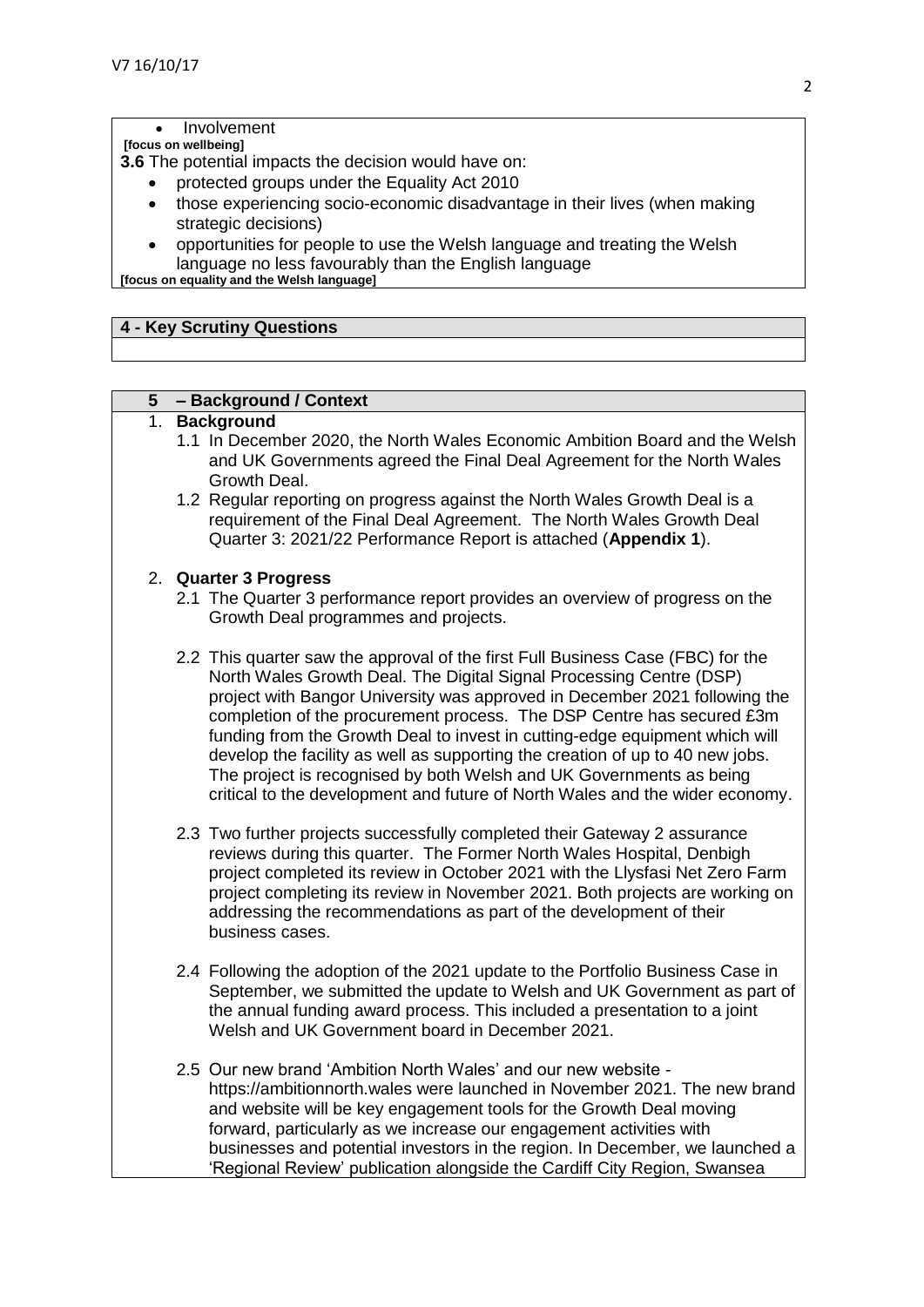- Involvement

**[focus on wellbeing]**

**3.6** The potential impacts the decision would have on:

- protected groups under the Equality Act 2010
- those experiencing socio-economic disadvantage in their lives (when making strategic decisions)
- opportunities for people to use the Welsh language and treating the Welsh language no less favourably than the English language

**[focus on equality and the Welsh language]**

## 4 - Key Scrutiny Questions

## 5 – Background / Context

1. **Background**

   1.1 In December 2020, the North Wales Economic Ambition Board and the Welsh and UK Governments agreed the Final Deal Agreement for the North Wales Growth Deal.

   1.2 Regular reporting on progress against the North Wales Growth Deal is a requirement of the Final Deal Agreement. The North Wales Growth Deal Quarter 3: 2021/22 Performance Report is attached (**Appendix 1**).

2. **Quarter 3 Progress**

   2.1 The Quarter 3 performance report provides an overview of progress on the Growth Deal programmes and projects.

   2.2 This quarter saw the approval of the first Full Business Case (FBC) for the North Wales Growth Deal. The Digital Signal Processing Centre (DSP) project with Bangor University was approved in December 2021 following the completion of the procurement process. The DSP Centre has secured £3m funding from the Growth Deal to invest in cutting-edge equipment which will develop the facility as well as supporting the creation of up to 40 new jobs. The project is recognised by both Welsh and UK Governments as being critical to the development and future of North Wales and the wider economy.

   2.3 Two further projects successfully completed their Gateway 2 assurance reviews during this quarter. The Former North Wales Hospital, Denbigh project completed its review in October 2021 with the Llysfasi Net Zero Farm project completing its review in November 2021. Both projects are working on addressing the recommendations as part of the development of their business cases.

   2.4 Following the adoption of the 2021 update to the Portfolio Business Case in September, we submitted the update to Welsh and UK Government as part of the annual funding award process. This included a presentation to a joint Welsh and UK Government board in December 2021.

   2.5 Our new brand 'Ambition North Wales' and our new website - https://ambitionnorth.wales were launched in November 2021. The new brand and website will be key engagement tools for the Growth Deal moving forward, particularly as we increase our engagement activities with businesses and potential investors in the region. In December, we launched a 'Regional Review' publication alongside the Cardiff City Region, Swansea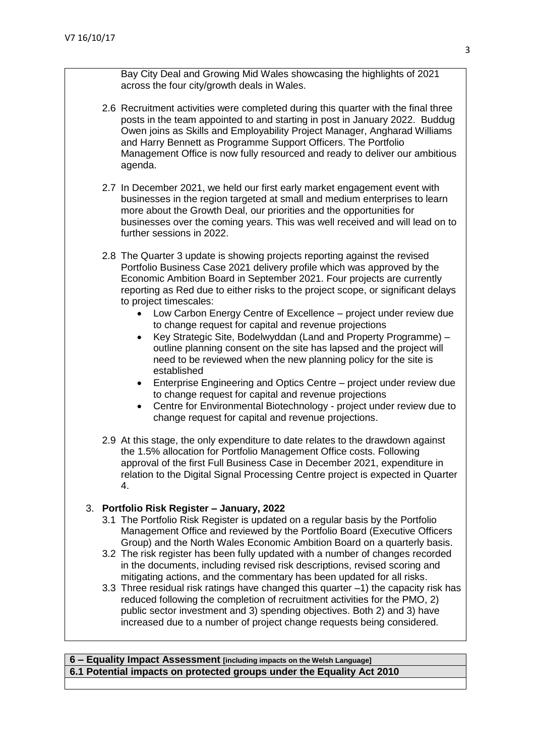Bay City Deal and Growing Mid Wales showcasing the highlights of 2021 across the four city/growth deals in Wales.

2.6 Recruitment activities were completed during this quarter with the final three posts in the team appointed to and starting in post in January 2022. Buddug Owen joins as Skills and Employability Project Manager, Angharad Williams and Harry Bennett as Programme Support Officers. The Portfolio Management Office is now fully resourced and ready to deliver our ambitious agenda.

2.7 In December 2021, we held our first early market engagement event with businesses in the region targeted at small and medium enterprises to learn more about the Growth Deal, our priorities and the opportunities for businesses over the coming years. This was well received and will lead on to further sessions in 2022.

2.8 The Quarter 3 update is showing projects reporting against the revised Portfolio Business Case 2021 delivery profile which was approved by the Economic Ambition Board in September 2021. Four projects are currently reporting as Red due to either risks to the project scope, or significant delays to project timescales:

- Low Carbon Energy Centre of Excellence – project under review due to change request for capital and revenue projections
- Key Strategic Site, Bodelwyddan (Land and Property Programme) – outline planning consent on the site has lapsed and the project will need to be reviewed when the new planning policy for the site is established
- Enterprise Engineering and Optics Centre – project under review due to change request for capital and revenue projections
- Centre for Environmental Biotechnology - project under review due to change request for capital and revenue projections.

2.9 At this stage, the only expenditure to date relates to the drawdown against the 1.5% allocation for Portfolio Management Office costs. Following approval of the first Full Business Case in December 2021, expenditure in relation to the Digital Signal Processing Centre project is expected in Quarter 4.

3. **Portfolio Risk Register – January, 2022**

3.1 The Portfolio Risk Register is updated on a regular basis by the Portfolio Management Office and reviewed by the Portfolio Board (Executive Officers Group) and the North Wales Economic Ambition Board on a quarterly basis.

3.2 The risk register has been fully updated with a number of changes recorded in the documents, including revised risk descriptions, revised scoring and mitigating actions, and the commentary has been updated for all risks.

3.3 Three residual risk ratings have changed this quarter –1) the capacity risk has reduced following the completion of recruitment activities for the PMO, 2) public sector investment and 3) spending objectives. Both 2) and 3) have increased due to a number of project change requests being considered.

**6 – Equality Impact Assessment [including impacts on the Welsh Language]**

**6.1 Potential impacts on protected groups under the Equality Act 2010**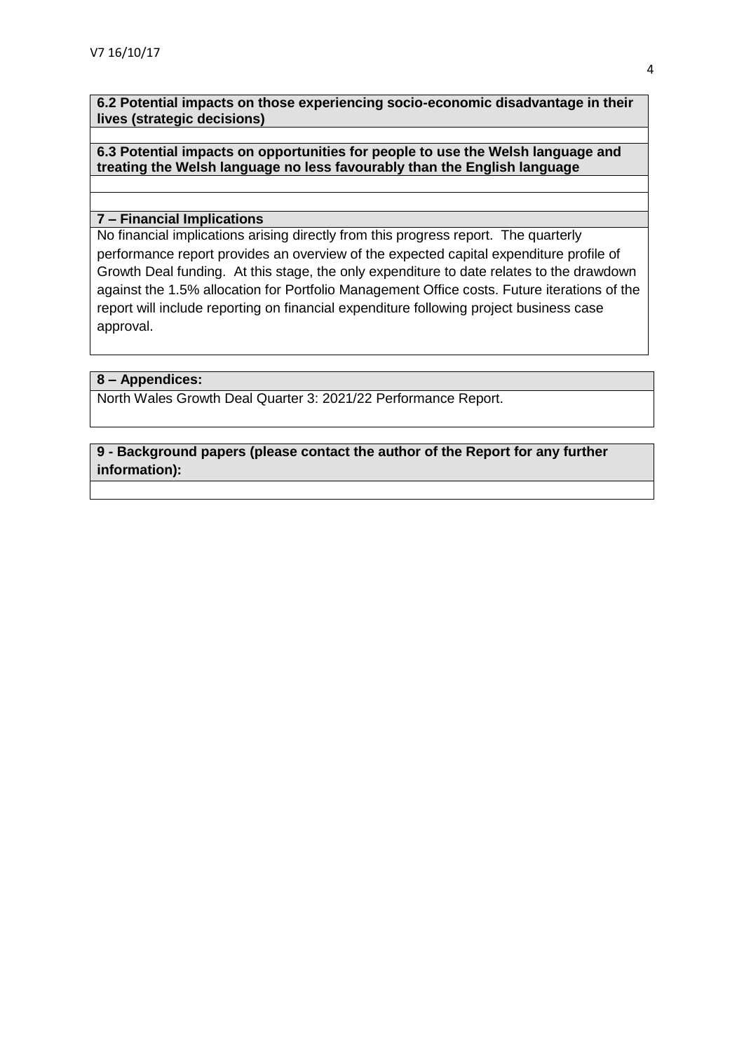**6.2 Potential impacts on those experiencing socio-economic disadvantage in their lives (strategic decisions)**

**6.3 Potential impacts on opportunities for people to use the Welsh language and treating the Welsh language no less favourably than the English language**

**7 – Financial Implications**

No financial implications arising directly from this progress report. The quarterly performance report provides an overview of the expected capital expenditure profile of Growth Deal funding. At this stage, the only expenditure to date relates to the drawdown against the 1.5% allocation for Portfolio Management Office costs. Future iterations of the report will include reporting on financial expenditure following project business case approval.

**8 – Appendices:**

North Wales Growth Deal Quarter 3: 2021/22 Performance Report.

**9 - Background papers (please contact the author of the Report for any further information):**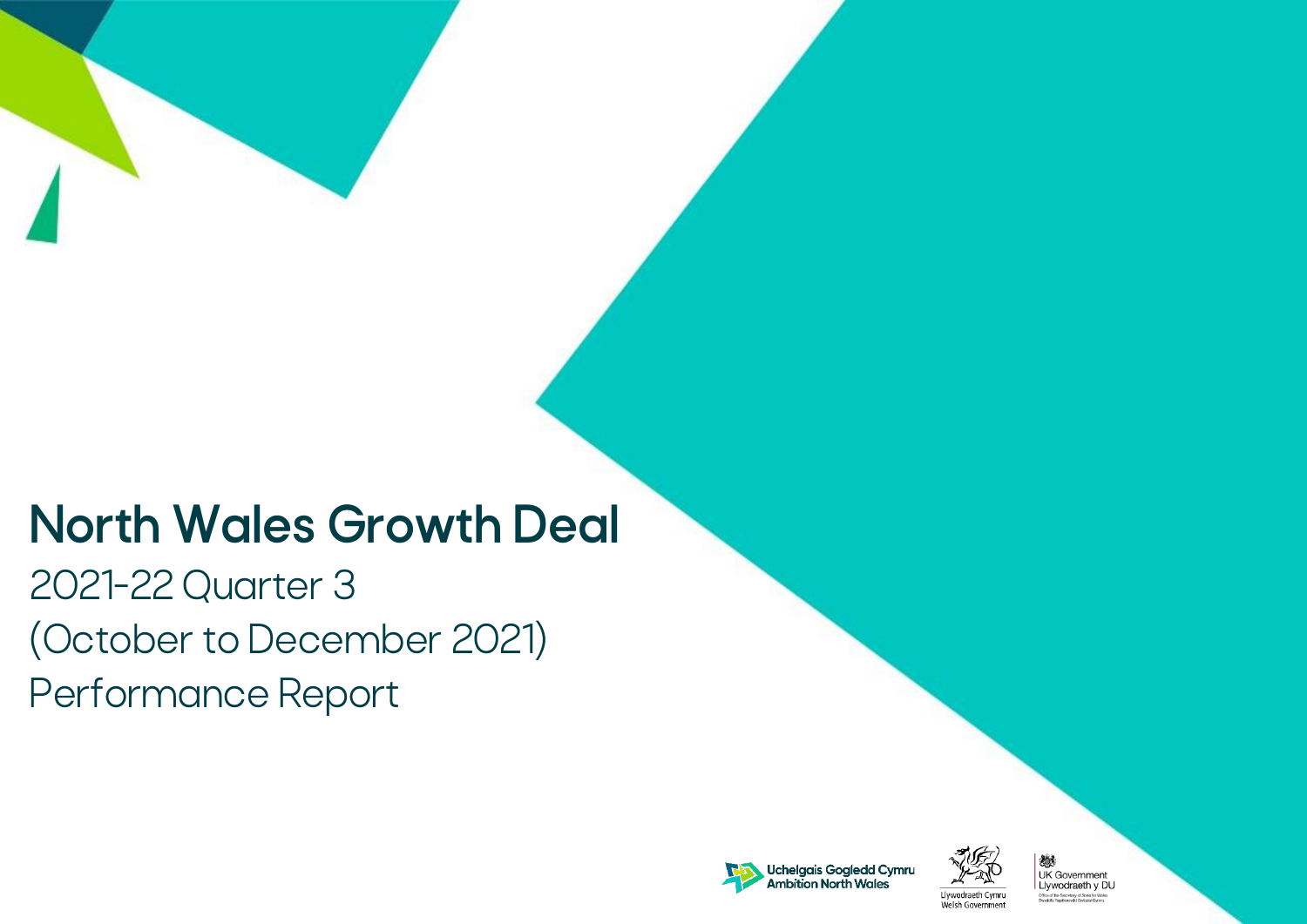# North Wales Growth Deal

2021-22 Quarter 3

(October to December 2021)

Performance Report

Uchelgais Gogledd Cymru
Ambition North Wales

Llywodraeth Cymru
Welsh Government

UK Government
Llywodraeth y DU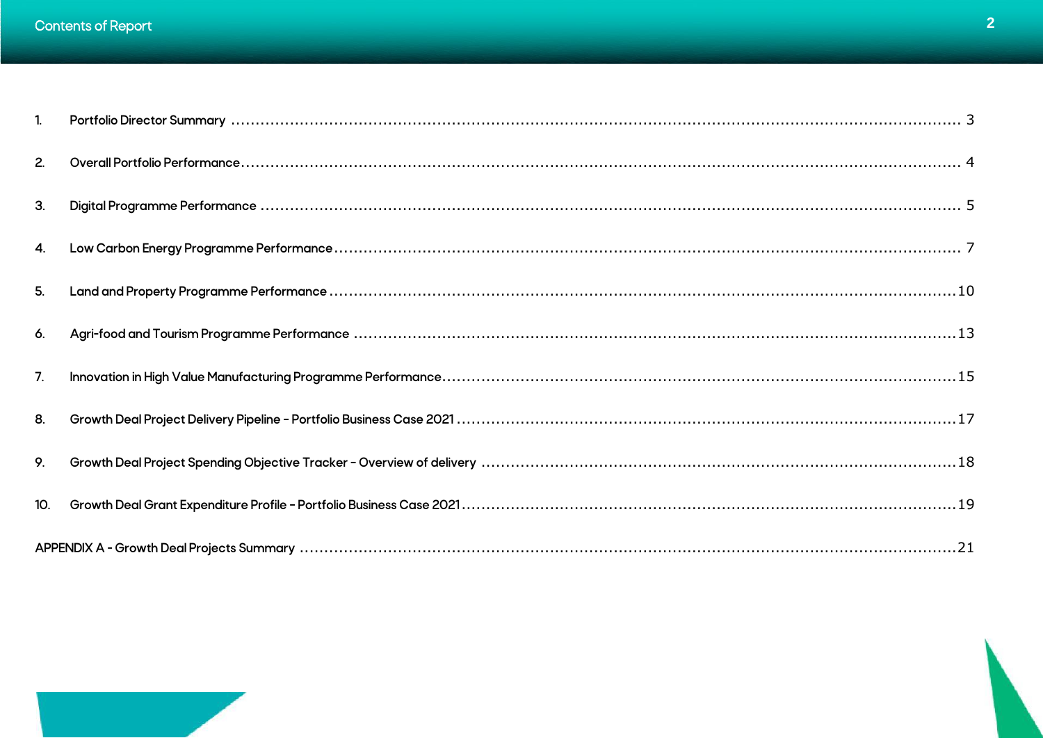# Contents of Report

| | | |
|---|---|---|
| 1. | Portfolio Director Summary | 3 |
| 2. | Overall Portfolio Performance | 4 |
| 3. | Digital Programme Performance | 5 |
| 4. | Low Carbon Energy Programme Performance | 7 |
| 5. | Land and Property Programme Performance | 10 |
| 6. | Agri-food and Tourism Programme Performance | 13 |
| 7. | Innovation in High Value Manufacturing Programme Performance | 15 |
| 8. | Growth Deal Project Delivery Pipeline - Portfolio Business Case 2021 | 17 |
| 9. | Growth Deal Project Spending Objective Tracker - Overview of delivery | 18 |
| 10. | Growth Deal Grant Expenditure Profile - Portfolio Business Case 2021 | 19 |
| | APPENDIX A - Growth Deal Projects Summary | 21 |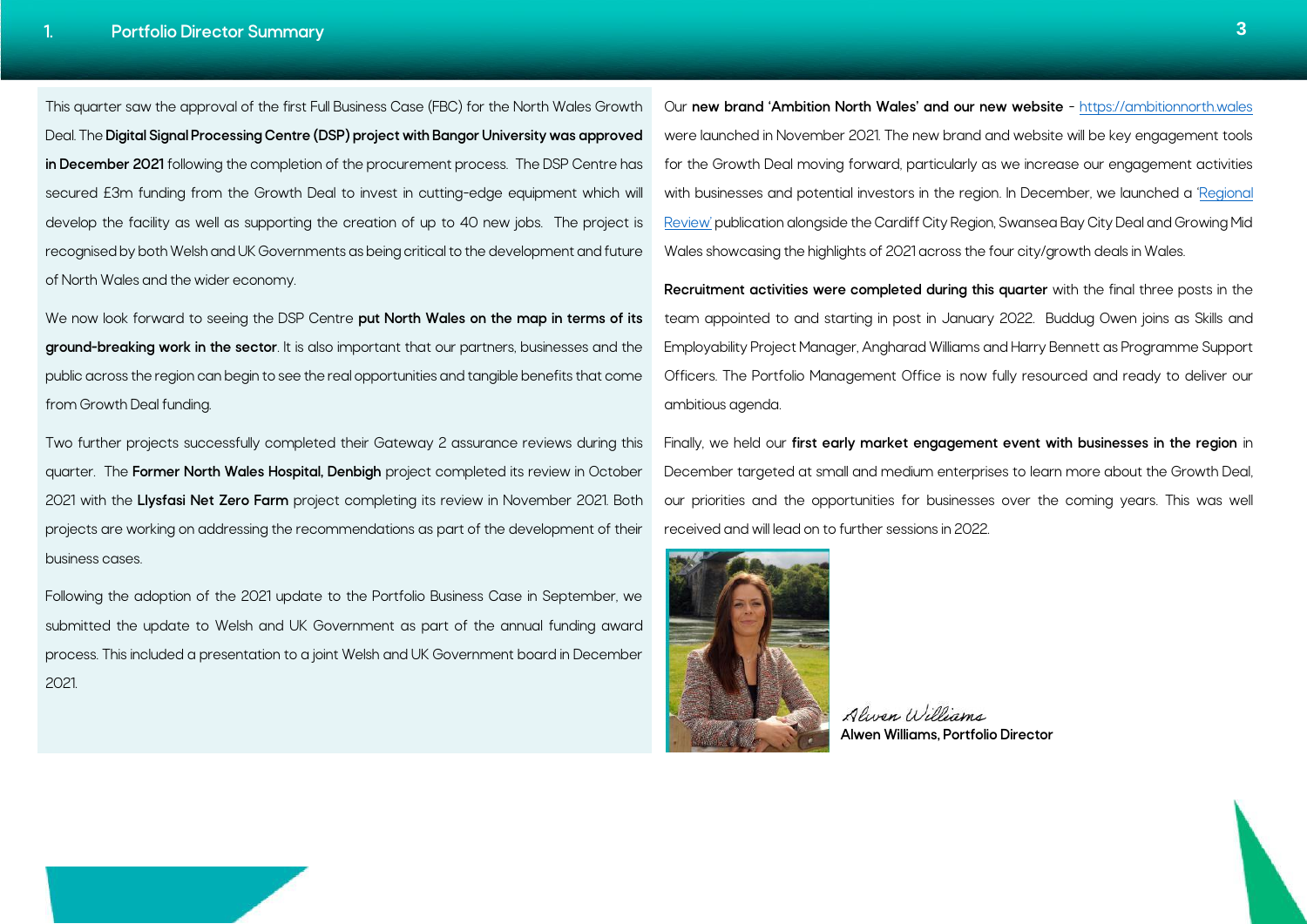# 1. Portfolio Director Summary

This quarter saw the approval of the first Full Business Case (FBC) for the North Wales Growth Deal. The **Digital Signal Processing Centre (DSP) project with Bangor University was approved in December 2021** following the completion of the procurement process. The DSP Centre has secured £3m funding from the Growth Deal to invest in cutting-edge equipment which will develop the facility as well as supporting the creation of up to 40 new jobs. The project is recognised by both Welsh and UK Governments as being critical to the development and future of North Wales and the wider economy.

We now look forward to seeing the DSP Centre **put North Wales on the map in terms of its ground-breaking work in the sector**. It is also important that our partners, businesses and the public across the region can begin to see the real opportunities and tangible benefits that come from Growth Deal funding.

Two further projects successfully completed their Gateway 2 assurance reviews during this quarter. The **Former North Wales Hospital, Denbigh** project completed its review in October 2021 with the **Llysfasi Net Zero Farm** project completing its review in November 2021. Both projects are working on addressing the recommendations as part of the development of their business cases.

Following the adoption of the 2021 update to the Portfolio Business Case in September, we submitted the update to Welsh and UK Government as part of the annual funding award process. This included a presentation to a joint Welsh and UK Government board in December 2021.

Our **new brand 'Ambition North Wales' and our new website** - https://ambitionnorth.wales were launched in November 2021. The new brand and website will be key engagement tools for the Growth Deal moving forward, particularly as we increase our engagement activities with businesses and potential investors in the region. In December, we launched a 'Regional Review' publication alongside the Cardiff City Region, Swansea Bay City Deal and Growing Mid Wales showcasing the highlights of 2021 across the four city/growth deals in Wales.

**Recruitment activities were completed during this quarter** with the final three posts in the team appointed to and starting in post in January 2022. Buddug Owen joins as Skills and Employability Project Manager, Angharad Williams and Harry Bennett as Programme Support Officers. The Portfolio Management Office is now fully resourced and ready to deliver our ambitious agenda.

Finally, we held our **first early market engagement event with businesses in the region** in December targeted at small and medium enterprises to learn more about the Growth Deal, our priorities and the opportunities for businesses over the coming years. This was well received and will lead on to further sessions in 2022.

*Alwen Williams*

**Alwen Williams, Portfolio Director**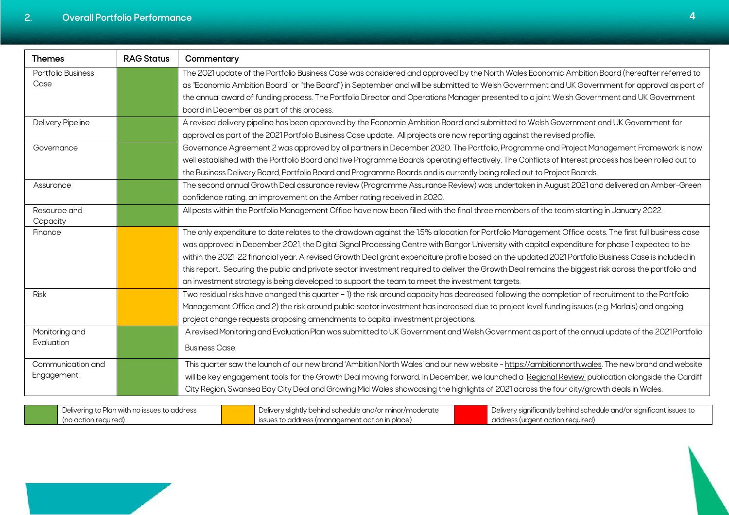## 2. Overall Portfolio Performance

| Themes | RAG Status | Commentary |
|---|---|---|
| Portfolio Business Case | Green | The 2021 update of the Portfolio Business Case was considered and approved by the North Wales Economic Ambition Board (hereafter referred to as "Economic Ambition Board" or "the Board") in September and will be submitted to Welsh Government and UK Government for approval as part of the annual award of funding process. The Portfolio Director and Operations Manager presented to a joint Welsh Government and UK Government board in December as part of this process. |
| Delivery Pipeline | Green | A revised delivery pipeline has been approved by the Economic Ambition Board and submitted to Welsh Government and UK Government for approval as part of the 2021 Portfolio Business Case update. All projects are now reporting against the revised profile. |
| Governance | Green | Governance Agreement 2 was approved by all partners in December 2020. The Portfolio, Programme and Project Management Framework is now well established with the Portfolio Board and five Programme Boards operating effectively. The Conflicts of Interest process has been rolled out to the Business Delivery Board, Portfolio Board and Programme Boards and is currently being rolled out to Project Boards. |
| Assurance | Green | The second annual Growth Deal assurance review (Programme Assurance Review) was undertaken in August 2021 and delivered an Amber-Green confidence rating, an improvement on the Amber rating received in 2020. |
| Resource and Capacity | Green | All posts within the Portfolio Management Office have now been filled with the final three members of the team starting in January 2022. |
| Finance | Amber | The only expenditure to date relates to the drawdown against the 1.5% allocation for Portfolio Management Office costs. The first full business case was approved in December 2021, the Digital Signal Processing Centre with Bangor University with capital expenditure for phase 1 expected to be within the 2021-22 financial year. A revised Growth Deal grant expenditure profile based on the updated 2021 Portfolio Business Case is included in this report. Securing the public and private sector investment required to deliver the Growth Deal remains the biggest risk across the portfolio and an investment strategy is being developed to support the team to meet the investment targets. |
| Risk | Amber | Two residual risks have changed this quarter – 1) the risk around capacity has decreased following the completion of recruitment to the Portfolio Management Office and 2) the risk around public sector investment has increased due to project level funding issues (e.g. Morlais) and ongoing project change requests proposing amendments to capital investment projections. |
| Monitoring and Evaluation | Green | A revised Monitoring and Evaluation Plan was submitted to UK Government and Welsh Government as part of the annual update of the 2021 Portfolio Business Case. |
| Communication and Engagement | Green | This quarter saw the launch of our new brand 'Ambition North Wales' and our new website - https://ambitionnorth.wales. The new brand and website will be key engagement tools for the Growth Deal moving forward. In December, we launched a 'Regional Review' publication alongside the Cardiff City Region, Swansea Bay City Deal and Growing Mid Wales showcasing the highlights of 2021 across the four city/growth deals in Wales. |

| Key | Description |
|---|---|
| Green | Delivering to Plan with no issues to address (no action required) |
| Amber | Delivery slightly behind schedule and/or minor/moderate issues to address (management action in place) |
| Red | Delivery significantly behind schedule and/or significant issues to address (urgent action required) |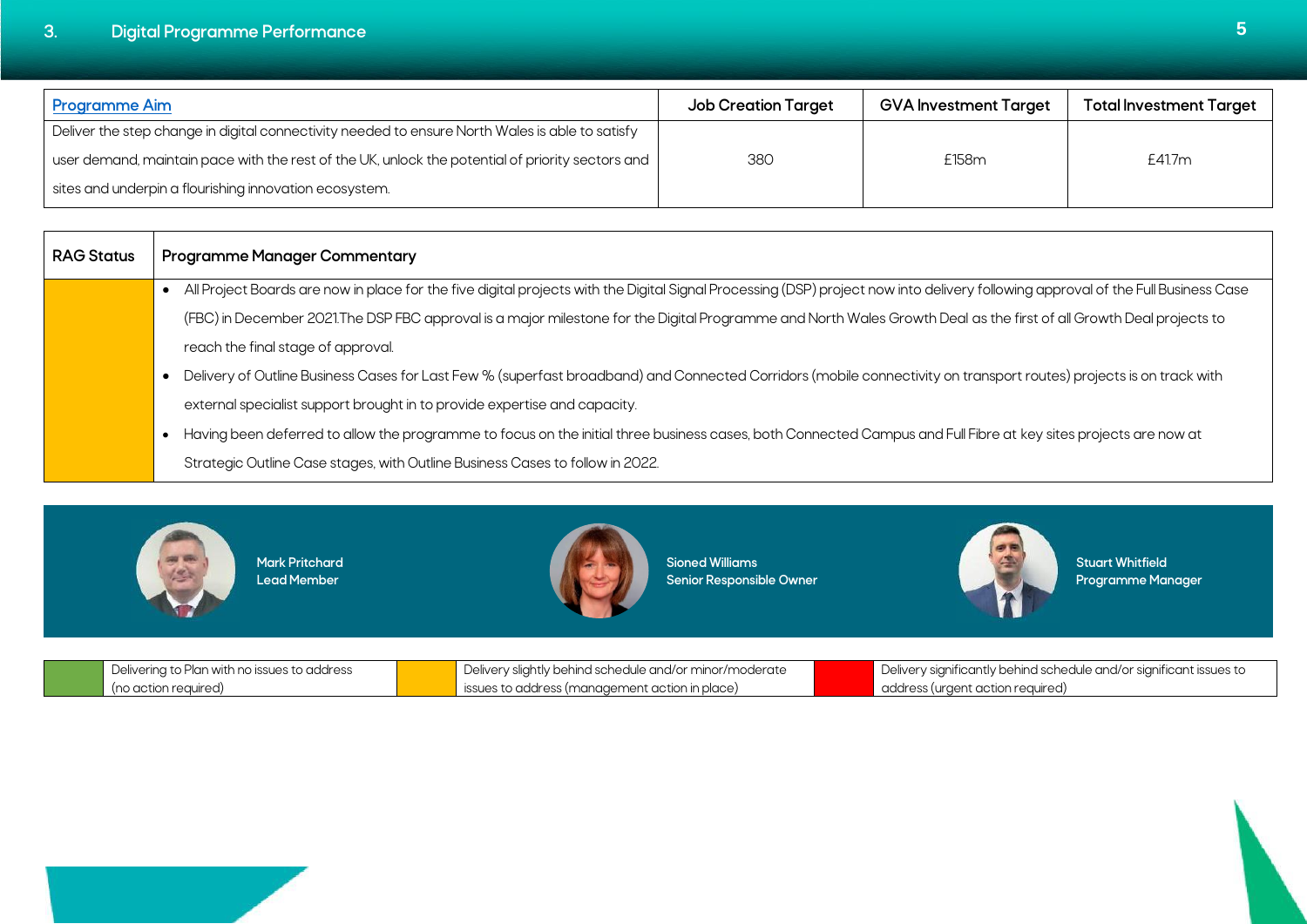## 3. Digital Programme Performance

| Programme Aim | Job Creation Target | GVA Investment Target | Total Investment Target |
|---|---|---|---|
| Deliver the step change in digital connectivity needed to ensure North Wales is able to satisfy user demand, maintain pace with the rest of the UK, unlock the potential of priority sectors and sites and underpin a flourishing innovation ecosystem. | 380 | £158m | £41.7m |

| RAG Status | Programme Manager Commentary |
|---|---|
| Amber | • All Project Boards are now in place for the five digital projects with the Digital Signal Processing (DSP) project now into delivery following approval of the Full Business Case (FBC) in December 2021.The DSP FBC approval is a major milestone for the Digital Programme and North Wales Growth Deal as the first of all Growth Deal projects to reach the final stage of approval.<br>• Delivery of Outline Business Cases for Last Few % (superfast broadband) and Connected Corridors (mobile connectivity on transport routes) projects is on track with external specialist support brought in to provide expertise and capacity.<br>• Having been deferred to allow the programme to focus on the initial three business cases, both Connected Campus and Full Fibre at key sites projects are now at Strategic Outline Case stages, with Outline Business Cases to follow in 2022. |

Mark Pritchard
Lead Member

Sioned Williams
Senior Responsible Owner

Stuart Whitfield
Programme Manager

| Green | Amber | Red |
|---|---|---|
| Delivering to Plan with no issues to address (no action required) | Delivery slightly behind schedule and/or minor/moderate issues to address (management action in place) | Delivery significantly behind schedule and/or significant issues to address (urgent action required) |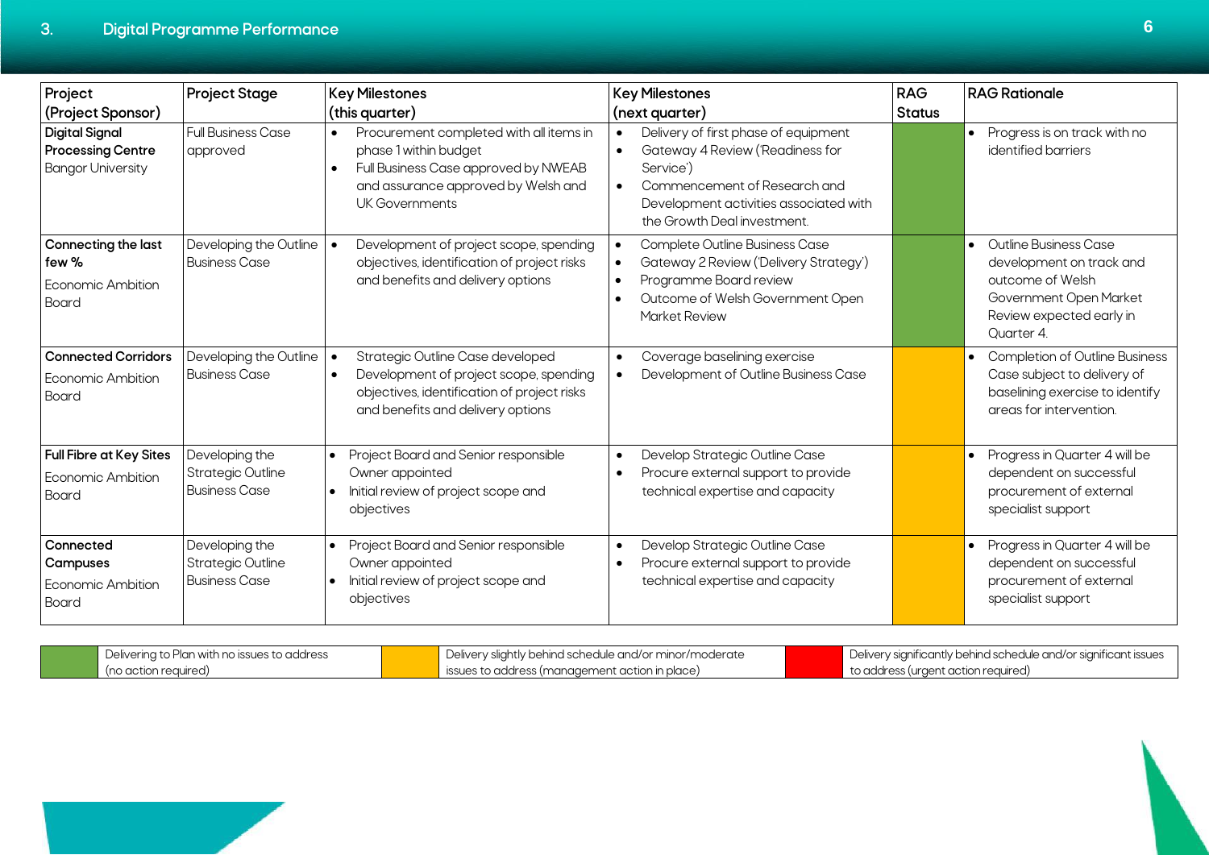## 3. Digital Programme Performance

| Project (Project Sponsor) | Project Stage | Key Milestones (this quarter) | Key Milestones (next quarter) | RAG Status | RAG Rationale |
|---|---|---|---|---|---|
| **Digital Signal Processing Centre** Bangor University | Full Business Case approved | • Procurement completed with all items in phase 1 within budget<br>• Full Business Case approved by NWEAB and assurance approved by Welsh and UK Governments | • Delivery of first phase of equipment<br>• Gateway 4 Review ('Readiness for Service')<br>• Commencement of Research and Development activities associated with the Growth Deal investment. | Green | • Progress is on track with no identified barriers |
| **Connecting the last few %** Economic Ambition Board | Developing the Outline Business Case | • Development of project scope, spending objectives, identification of project risks and benefits and delivery options | • Complete Outline Business Case<br>• Gateway 2 Review ('Delivery Strategy')<br>• Programme Board review<br>• Outcome of Welsh Government Open Market Review | Green | • Outline Business Case development on track and outcome of Welsh Government Open Market Review expected early in Quarter 4. |
| **Connected Corridors** Economic Ambition Board | Developing the Outline Business Case | • Strategic Outline Case developed<br>• Development of project scope, spending objectives, identification of project risks and benefits and delivery options | • Coverage baselining exercise<br>• Development of Outline Business Case | Amber | • Completion of Outline Business Case subject to delivery of baselining exercise to identify areas for intervention. |
| **Full Fibre at Key Sites** Economic Ambition Board | Developing the Strategic Outline Business Case | • Project Board and Senior responsible Owner appointed<br>• Initial review of project scope and objectives | • Develop Strategic Outline Case<br>• Procure external support to provide technical expertise and capacity | Amber | • Progress in Quarter 4 will be dependent on successful procurement of external specialist support |
| **Connected Campuses** Economic Ambition Board | Developing the Strategic Outline Business Case | • Project Board and Senior responsible Owner appointed<br>• Initial review of project scope and objectives | • Develop Strategic Outline Case<br>• Procure external support to provide technical expertise and capacity | Amber | • Progress in Quarter 4 will be dependent on successful procurement of external specialist support |

| Green | Amber | Red |
|---|---|---|
| Delivering to Plan with no issues to address (no action required) | Delivery slightly behind schedule and/or minor/moderate issues to address (management action in place) | Delivery significantly behind schedule and/or significant issues to address (urgent action required) |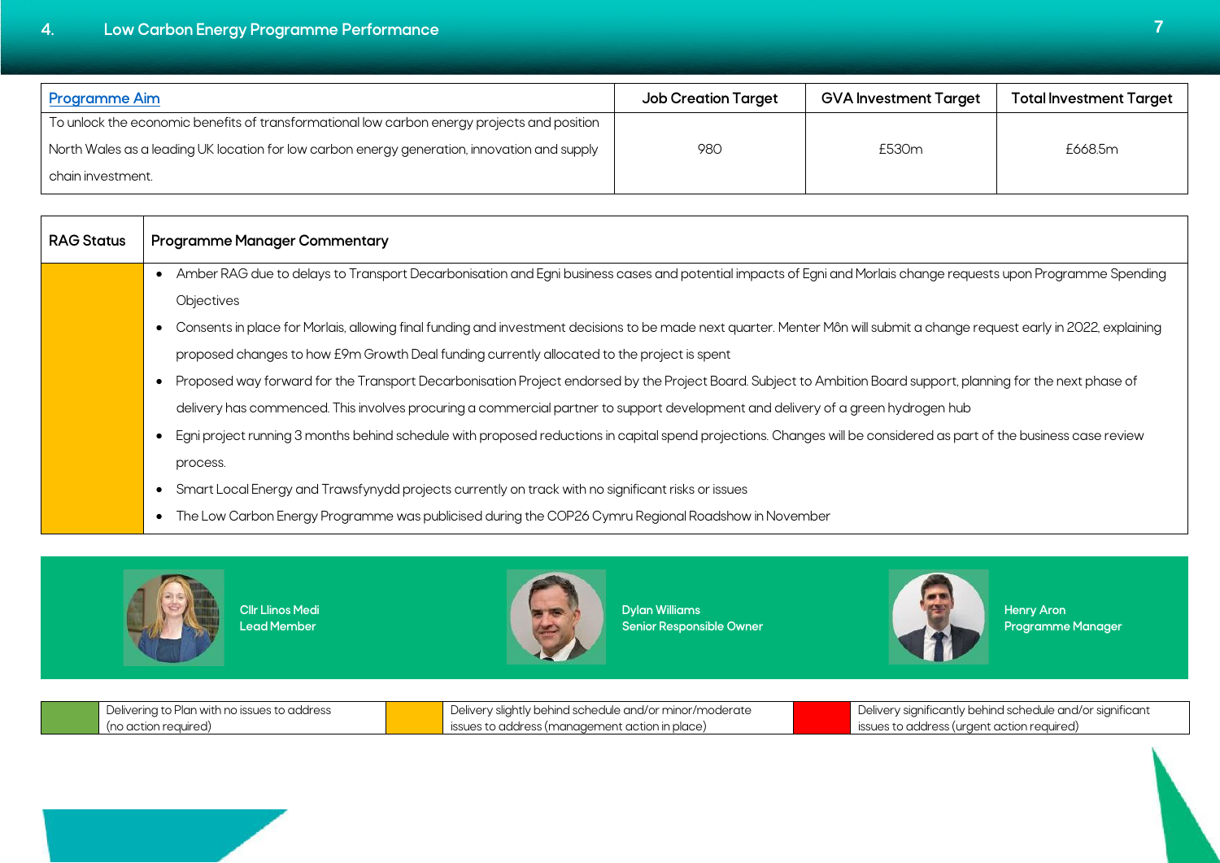## 4. Low Carbon Energy Programme Performance

| Programme Aim | Job Creation Target | GVA Investment Target | Total Investment Target |
|---|---|---|---|
| To unlock the economic benefits of transformational low carbon energy projects and position North Wales as a leading UK location for low carbon energy generation, innovation and supply chain investment. | 980 | £530m | £668.5m |

| RAG Status | Programme Manager Commentary |
|---|---|
| Amber | • Amber RAG due to delays to Transport Decarbonisation and Egni business cases and potential impacts of Egni and Morlais change requests upon Programme Spending Objectives<br>• Consents in place for Morlais, allowing final funding and investment decisions to be made next quarter. Menter Môn will submit a change request early in 2022, explaining proposed changes to how £9m Growth Deal funding currently allocated to the project is spent<br>• Proposed way forward for the Transport Decarbonisation Project endorsed by the Project Board. Subject to Ambition Board support, planning for the next phase of delivery has commenced. This involves procuring a commercial partner to support development and delivery of a green hydrogen hub<br>• Egni project running 3 months behind schedule with proposed reductions in capital spend projections. Changes will be considered as part of the business case review process.<br>• Smart Local Energy and Trawsfynydd projects currently on track with no significant risks or issues<br>• The Low Carbon Energy Programme was publicised during the COP26 Cymru Regional Roadshow in November |

Cllr Llinos Medi
Lead Member

Dylan Williams
Senior Responsible Owner

Henry Aron
Programme Manager

| Green | Amber | Red |
|---|---|---|
| Delivering to Plan with no issues to address (no action required) | Delivery slightly behind schedule and/or minor/moderate issues to address (management action in place) | Delivery significantly behind schedule and/or significant issues to address (urgent action required) |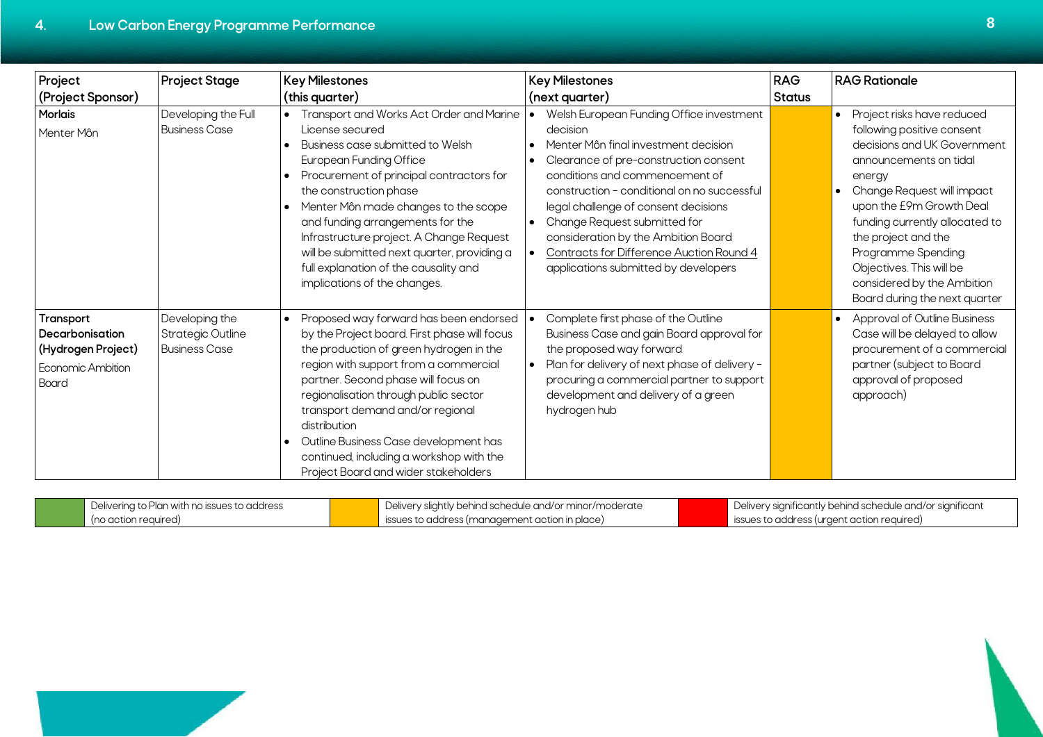## 4. Low Carbon Energy Programme Performance

| Project (Project Sponsor) | Project Stage | Key Milestones (this quarter) | Key Milestones (next quarter) | RAG Status | RAG Rationale |
|---|---|---|---|---|---|
| **Morlais**<br>Menter Môn | Developing the Full Business Case | • Transport and Works Act Order and Marine License secured<br>• Business case submitted to Welsh European Funding Office<br>• Procurement of principal contractors for the construction phase<br>• Menter Môn made changes to the scope and funding arrangements for the Infrastructure project. A Change Request will be submitted next quarter, providing a full explanation of the causality and implications of the changes. | • Welsh European Funding Office investment decision<br>• Menter Môn final investment decision<br>• Clearance of pre-construction consent conditions and commencement of construction - conditional on no successful legal challenge of consent decisions<br>• Change Request submitted for consideration by the Ambition Board<br>• Contracts for Difference Auction Round 4 applications submitted by developers | Amber | • Project risks have reduced following positive consent decisions and UK Government announcements on tidal energy<br>• Change Request will impact upon the £9m Growth Deal funding currently allocated to the project and the Programme Spending Objectives. This will be considered by the Ambition Board during the next quarter |
| **Transport Decarbonisation (Hydrogen Project)**<br>Economic Ambition Board | Developing the Strategic Outline Business Case | • Proposed way forward has been endorsed by the Project board. First phase will focus the production of green hydrogen in the region with support from a commercial partner. Second phase will focus on regionalisation through public sector transport demand and/or regional distribution<br>• Outline Business Case development has continued, including a workshop with the Project Board and wider stakeholders | • Complete first phase of the Outline Business Case and gain Board approval for the proposed way forward<br>• Plan for delivery of next phase of delivery - procuring a commercial partner to support development and delivery of a green hydrogen hub | Amber | • Approval of Outline Business Case will be delayed to allow procurement of a commercial partner (subject to Board approval of proposed approach) |

| Green | Amber | Red |
|---|---|---|
| Delivering to Plan with no issues to address (no action required) | Delivery slightly behind schedule and/or minor/moderate issues to address (management action in place) | Delivery significantly behind schedule and/or significant issues to address (urgent action required) |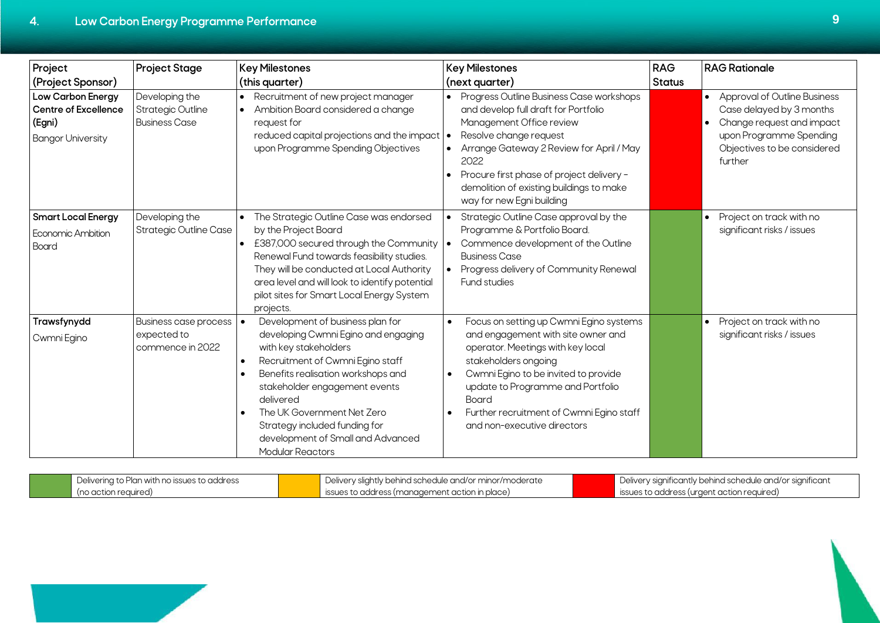## 4. Low Carbon Energy Programme Performance

| Project (Project Sponsor) | Project Stage | Key Milestones (this quarter) | Key Milestones (next quarter) | RAG Status | RAG Rationale |
|---|---|---|---|---|---|
| **Low Carbon Energy Centre of Excellence (Egni)**<br>Bangor University | Developing the Strategic Outline Business Case | • Recruitment of new project manager<br>• Ambition Board considered a change request for reduced capital projections and the impact upon Programme Spending Objectives | • Progress Outline Business Case workshops and develop full draft for Portfolio Management Office review<br>• Resolve change request<br>• Arrange Gateway 2 Review for April / May 2022<br>• Procure first phase of project delivery – demolition of existing buildings to make way for new Egni building | Red | • Approval of Outline Business Case delayed by 3 months<br>• Change request and impact upon Programme Spending Objectives to be considered further |
| **Smart Local Energy**<br>Economic Ambition Board | Developing the Strategic Outline Case | • The Strategic Outline Case was endorsed by the Project Board<br>• £387,000 secured through the Community Renewal Fund towards feasibility studies. They will be conducted at Local Authority area level and will look to identify potential pilot sites for Smart Local Energy System projects. | • Strategic Outline Case approval by the Programme & Portfolio Board.<br>• Commence development of the Outline Business Case<br>• Progress delivery of Community Renewal Fund studies | Green | • Project on track with no significant risks / issues |
| **Trawsfynydd**<br>Cwmni Egino | Business case process expected to commence in 2022 | • Development of business plan for developing Cwmni Egino and engaging with key stakeholders<br>• Recruitment of Cwmni Egino staff<br>• Benefits realisation workshops and stakeholder engagement events delivered<br>• The UK Government Net Zero Strategy included funding for development of Small and Advanced Modular Reactors | • Focus on setting up Cwmni Egino systems and engagement with site owner and operator. Meetings with key local stakeholders ongoing<br>• Cwmni Egino to be invited to provide update to Programme and Portfolio Board<br>• Further recruitment of Cwmni Egino staff and non-executive directors | Green | • Project on track with no significant risks / issues |

| Green | Amber | Red |
|---|---|---|
| Delivering to Plan with no issues to address (no action required) | Delivery slightly behind schedule and/or minor/moderate issues to address (management action in place) | Delivery significantly behind schedule and/or significant issues to address (urgent action required) |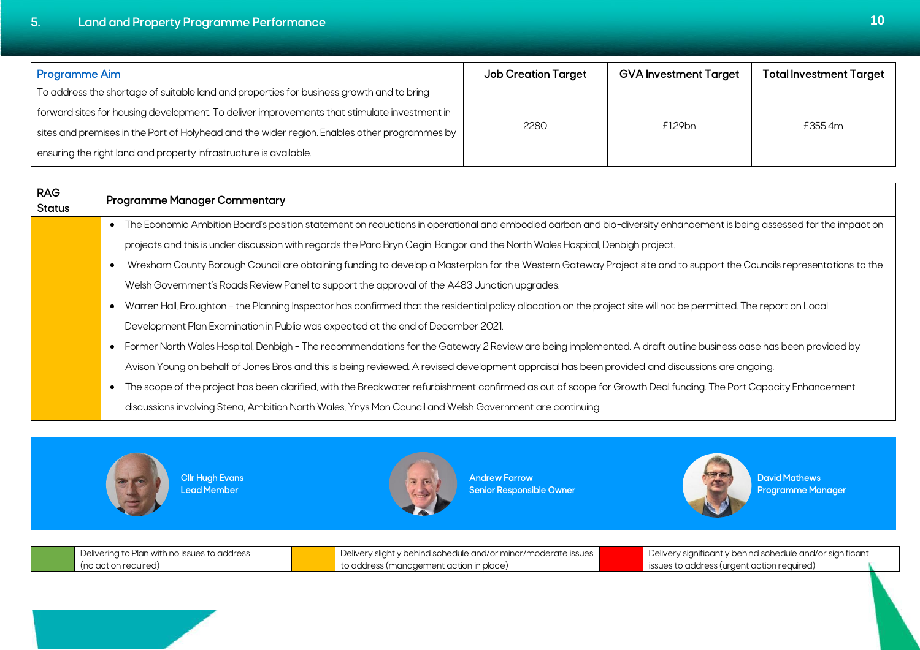## 5. Land and Property Programme Performance

| Programme Aim | Job Creation Target | GVA Investment Target | Total Investment Target |
|---|---|---|---|
| To address the shortage of suitable land and properties for business growth and to bring forward sites for housing development. To deliver improvements that stimulate investment in sites and premises in the Port of Holyhead and the wider region. Enables other programmes by ensuring the right land and property infrastructure is available. | 2280 | £1.29bn | £355.4m |

| RAG Status | Programme Manager Commentary |
|---|---|
| Amber | • The Economic Ambition Board's position statement on reductions in operational and embodied carbon and bio-diversity enhancement is being assessed for the impact on projects and this is under discussion with regards the Parc Bryn Cegin, Bangor and the North Wales Hospital, Denbigh project.<br>• Wrexham County Borough Council are obtaining funding to develop a Masterplan for the Western Gateway Project site and to support the Councils representations to the Welsh Government's Roads Review Panel to support the approval of the A483 Junction upgrades.<br>• Warren Hall, Broughton - the Planning Inspector has confirmed that the residential policy allocation on the project site will not be permitted. The report on Local Development Plan Examination in Public was expected at the end of December 2021.<br>• Former North Wales Hospital, Denbigh - The recommendations for the Gateway 2 Review are being implemented. A draft outline business case has been provided by Avison Young on behalf of Jones Bros and this is being reviewed. A revised development appraisal has been provided and discussions are ongoing.<br>• The scope of the project has been clarified, with the Breakwater refurbishment confirmed as out of scope for Growth Deal funding. The Port Capacity Enhancement discussions involving Stena, Ambition North Wales, Ynys Mon Council and Welsh Government are continuing. |

**Cllr Hugh Evans**
Lead Member

**Andrew Farrow**
Senior Responsible Owner

**David Mathews**
Programme Manager

| Green | Delivering to Plan with no issues to address (no action required) | Amber | Delivery slightly behind schedule and/or minor/moderate issues to address (management action in place) | Red | Delivery significantly behind schedule and/or significant issues to address (urgent action required) |
|---|---|---|---|---|---|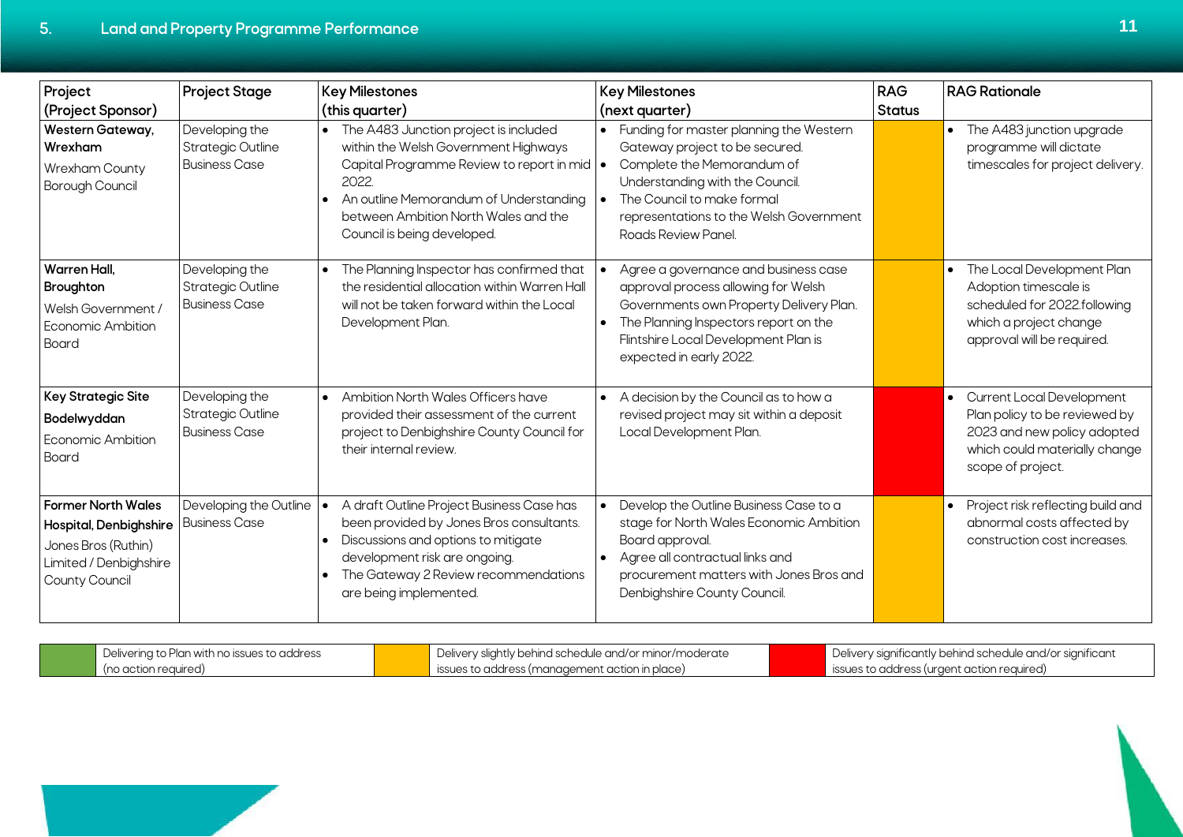## 5. Land and Property Programme Performance

| Project (Project Sponsor) | Project Stage | Key Milestones (this quarter) | Key Milestones (next quarter) | RAG Status | RAG Rationale |
|---|---|---|---|---|---|
| **Western Gateway, Wrexham** Wrexham County Borough Council | Developing the Strategic Outline Business Case | • The A483 Junction project is included within the Welsh Government Highways Capital Programme Review to report in mid 2022. • An outline Memorandum of Understanding between Ambition North Wales and the Council is being developed. | • Funding for master planning the Western Gateway project to be secured. • Complete the Memorandum of Understanding with the Council. • The Council to make formal representations to the Welsh Government Roads Review Panel. | Amber | • The A483 junction upgrade programme will dictate timescales for project delivery. |
| **Warren Hall, Broughton** Welsh Government / Economic Ambition Board | Developing the Strategic Outline Business Case | • The Planning Inspector has confirmed that the residential allocation within Warren Hall will not be taken forward within the Local Development Plan. | • Agree a governance and business case approval process allowing for Welsh Governments own Property Delivery Plan. • The Planning Inspectors report on the Flintshire Local Development Plan is expected in early 2022. | Amber | • The Local Development Plan Adoption timescale is scheduled for 2022.following which a project change approval will be required. |
| **Key Strategic Site Bodelwyddan** Economic Ambition Board | Developing the Strategic Outline Business Case | • Ambition North Wales Officers have provided their assessment of the current project to Denbighshire County Council for their internal review. | • A decision by the Council as to how a revised project may sit within a deposit Local Development Plan. | Red | • Current Local Development Plan policy to be reviewed by 2023 and new policy adopted which could materially change scope of project. |
| **Former North Wales Hospital, Denbighshire** Jones Bros (Ruthin) Limited / Denbighshire County Council | Developing the Outline Business Case | • A draft Outline Project Business Case has been provided by Jones Bros consultants. • Discussions and options to mitigate development risk are ongoing. • The Gateway 2 Review recommendations are being implemented. | • Develop the Outline Business Case to a stage for North Wales Economic Ambition Board approval. • Agree all contractual links and procurement matters with Jones Bros and Denbighshire County Council. | Amber | • Project risk reflecting build and abnormal costs affected by construction cost increases. |

| Green | Delivering to Plan with no issues to address (no action required) | Amber | Delivery slightly behind schedule and/or minor/moderate issues to address (management action in place) | Red | Delivery significantly behind schedule and/or significant issues to address (urgent action required) |
|---|---|---|---|---|---|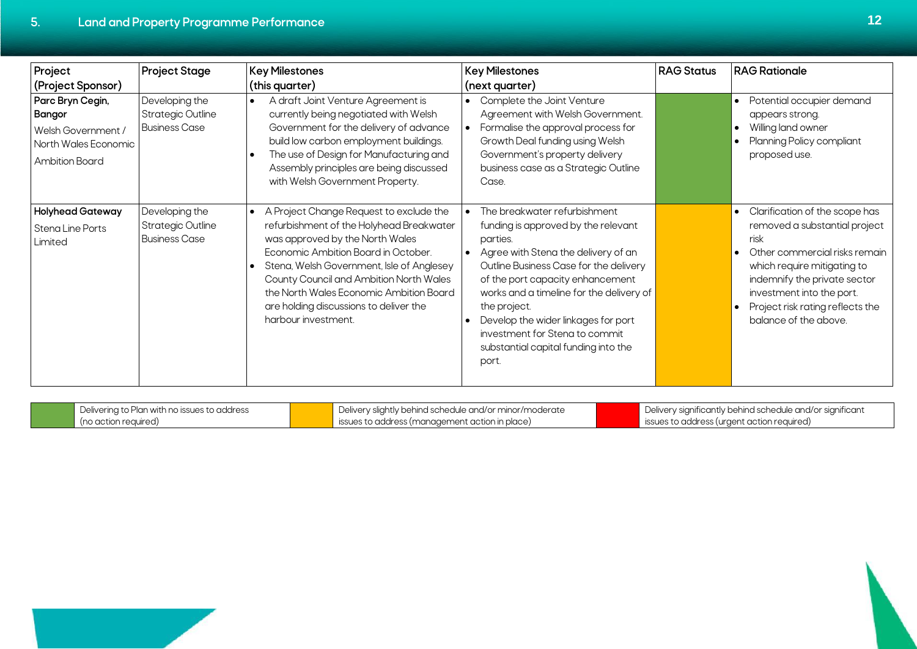## 5. Land and Property Programme Performance

| Project (Project Sponsor) | Project Stage | Key Milestones (this quarter) | Key Milestones (next quarter) | RAG Status | RAG Rationale |
|---|---|---|---|---|---|
| **Parc Bryn Cegin, Bangor**<br>Welsh Government / North Wales Economic Ambition Board | Developing the Strategic Outline Business Case | • A draft Joint Venture Agreement is currently being negotiated with Welsh Government for the delivery of advance build low carbon employment buildings.<br>• The use of Design for Manufacturing and Assembly principles are being discussed with Welsh Government Property. | • Complete the Joint Venture Agreement with Welsh Government.<br>• Formalise the approval process for Growth Deal funding using Welsh Government's property delivery business case as a Strategic Outline Case. | Green | • Potential occupier demand appears strong.<br>• Willing land owner<br>• Planning Policy compliant proposed use. |
| **Holyhead Gateway**<br>Stena Line Ports Limited | Developing the Strategic Outline Business Case | • A Project Change Request to exclude the refurbishment of the Holyhead Breakwater was approved by the North Wales Economic Ambition Board in October.<br>• Stena, Welsh Government, Isle of Anglesey County Council and Ambition North Wales the North Wales Economic Ambition Board are holding discussions to deliver the harbour investment. | • The breakwater refurbishment funding is approved by the relevant parties.<br>• Agree with Stena the delivery of an Outline Business Case for the delivery of the port capacity enhancement works and a timeline for the delivery of the project.<br>• Develop the wider linkages for port investment for Stena to commit substantial capital funding into the port. | Amber | • Clarification of the scope has removed a substantial project risk<br>• Other commercial risks remain which require mitigating to indemnify the private sector investment into the port.<br>• Project risk rating reflects the balance of the above. |

| | | | | | |
|---|---|---|---|---|---|
| Green | Delivering to Plan with no issues to address (no action required) | Amber | Delivery slightly behind schedule and/or minor/moderate issues to address (management action in place) | Red | Delivery significantly behind schedule and/or significant issues to address (urgent action required) |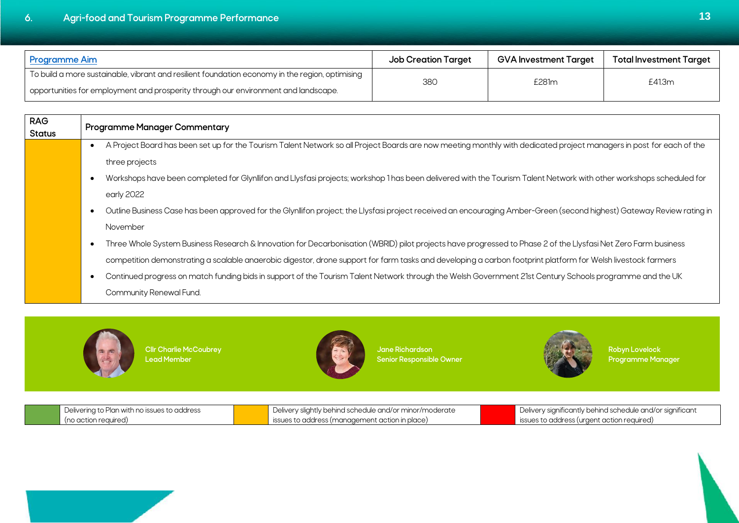## 6. Agri-food and Tourism Programme Performance

| Programme Aim | Job Creation Target | GVA Investment Target | Total Investment Target |
|---|---|---|---|
| To build a more sustainable, vibrant and resilient foundation economy in the region, optimising opportunities for employment and prosperity through our environment and landscape. | 380 | £281m | £413m |

| RAG Status | Programme Manager Commentary |
|---|---|
| Amber | • A Project Board has been set up for the Tourism Talent Network so all Project Boards are now meeting monthly with dedicated project managers in post for each of the three projects<br>• Workshops have been completed for Glynllifon and Llysfasi projects; workshop 1 has been delivered with the Tourism Talent Network with other workshops scheduled for early 2022<br>• Outline Business Case has been approved for the Glynllifon project; the Llysfasi project received an encouraging Amber-Green (second highest) Gateway Review rating in November<br>• Three Whole System Business Research & Innovation for Decarbonisation (WBRID) pilot projects have progressed to Phase 2 of the Llysfasi Net Zero Farm business competition demonstrating a scalable anaerobic digestor, drone support for farm tasks and developing a carbon footprint platform for Welsh livestock farmers<br>• Continued progress on match funding bids in support of the Tourism Talent Network through the Welsh Government 21st Century Schools programme and the UK Community Renewal Fund. |

**Cllr Charlie McCoubrey**
Lead Member

**Jane Richardson**
Senior Responsible Owner

**Robyn Lovelock**
Programme Manager

| Green | Amber | Red |
|---|---|---|
| Delivering to Plan with no issues to address (no action required) | Delivery slightly behind schedule and/or minor/moderate issues to address (management action in place) | Delivery significantly behind schedule and/or significant issues to address (urgent action required) |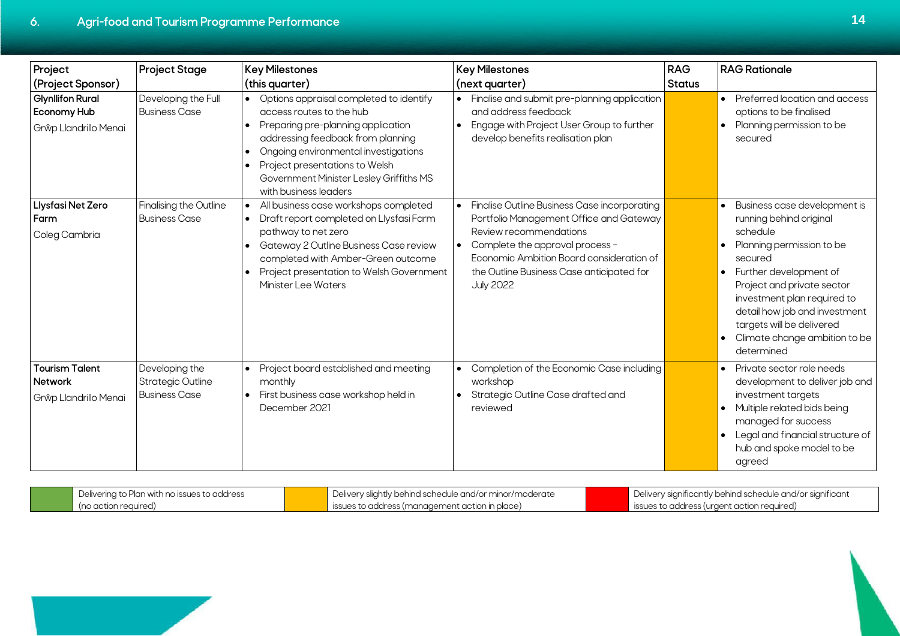# 6. Agri-food and Tourism Programme Performance

| Project (Project Sponsor) | Project Stage | Key Milestones (this quarter) | Key Milestones (next quarter) | RAG Status | RAG Rationale |
|---|---|---|---|---|---|
| **Glynllifon Rural Economy Hub**<br>Grŵp Llandrillo Menai | Developing the Full Business Case | • Options appraisal completed to identify access routes to the hub<br>• Preparing pre-planning application addressing feedback from planning<br>• Ongoing environmental investigations<br>• Project presentations to Welsh Government Minister Lesley Griffiths MS with business leaders | • Finalise and submit pre-planning application and address feedback<br>• Engage with Project User Group to further develop benefits realisation plan | | • Preferred location and access options to be finalised<br>• Planning permission to be secured |
| **Llysfasi Net Zero Farm**<br>Coleg Cambria | Finalising the Outline Business Case | • All business case workshops completed<br>• Draft report completed on Llysfasi Farm pathway to net zero<br>• Gateway 2 Outline Business Case review completed with Amber-Green outcome<br>• Project presentation to Welsh Government Minister Lee Waters | • Finalise Outline Business Case incorporating Portfolio Management Office and Gateway Review recommendations<br>• Complete the approval process – Economic Ambition Board consideration of the Outline Business Case anticipated for July 2022 | | • Business case development is running behind original schedule<br>• Planning permission to be secured<br>• Further development of Project and private sector investment plan required to detail how job and investment targets will be delivered<br>• Climate change ambition to be determined |
| **Tourism Talent Network**<br>Grŵp Llandrillo Menai | Developing the Strategic Outline Business Case | • Project board established and meeting monthly<br>• First business case workshop held in December 2021 | • Completion of the Economic Case including workshop<br>• Strategic Outline Case drafted and reviewed | | • Private sector role needs development to deliver job and investment targets<br>• Multiple related bids being managed for success<br>• Legal and financial structure of hub and spoke model to be agreed |

| | | | | | |
|---|---|---|---|---|---|
| (Green) | Delivering to Plan with no issues to address (no action required) | (Amber) | Delivery slightly behind schedule and/or minor/moderate issues to address (management action in place) | (Red) | Delivery significantly behind schedule and/or significant issues to address (urgent action required) |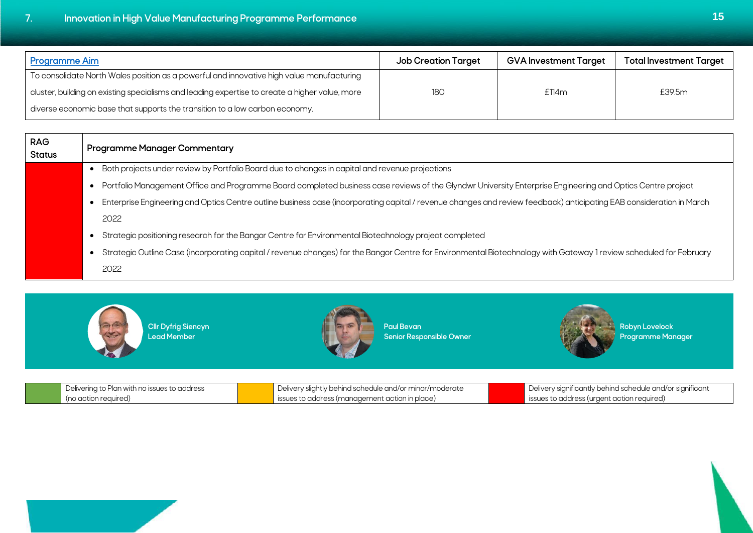## 7. Innovation in High Value Manufacturing Programme Performance

| Programme Aim | Job Creation Target | GVA Investment Target | Total Investment Target |
|---|---|---|---|
| To consolidate North Wales position as a powerful and innovative high value manufacturing cluster, building on existing specialisms and leading expertise to create a higher value, more diverse economic base that supports the transition to a low carbon economy. | 180 | £114m | £39.5m |

| RAG Status | Programme Manager Commentary |
|---|---|
| Red | • Both projects under review by Portfolio Board due to changes in capital and revenue projections<br>• Portfolio Management Office and Programme Board completed business case reviews of the Glyndwr University Enterprise Engineering and Optics Centre project<br>• Enterprise Engineering and Optics Centre outline business case (incorporating capital / revenue changes and review feedback) anticipating EAB consideration in March 2022<br>• Strategic positioning research for the Bangor Centre for Environmental Biotechnology project completed<br>• Strategic Outline Case (incorporating capital / revenue changes) for the Bangor Centre for Environmental Biotechnology with Gateway 1 review scheduled for February 2022 |

Cllr Dyfrig Siencyn
Lead Member

Paul Bevan
Senior Responsible Owner

Robyn Lovelock
Programme Manager

| Green | Delivering to Plan with no issues to address (no action required) | Amber | Delivery slightly behind schedule and/or minor/moderate issues to address (management action in place) | Red | Delivery significantly behind schedule and/or significant issues to address (urgent action required) |
|---|---|---|---|---|---|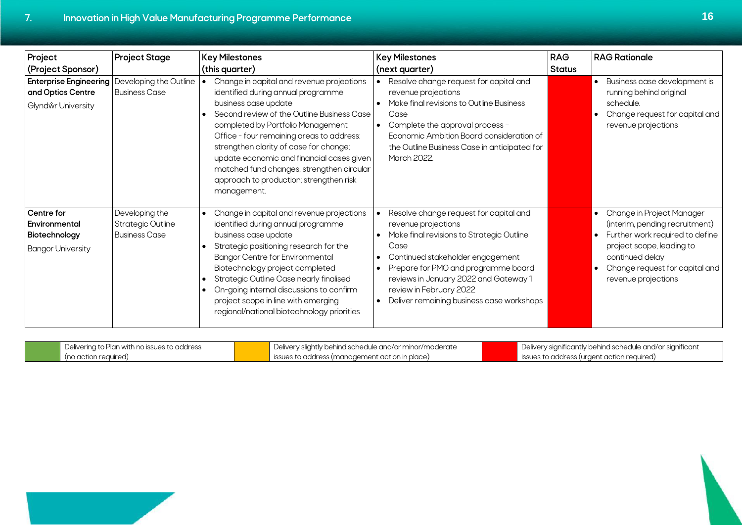## 7. Innovation in High Value Manufacturing Programme Performance

| Project (Project Sponsor) | Project Stage | Key Milestones (this quarter) | Key Milestones (next quarter) | RAG Status | RAG Rationale |
|---|---|---|---|---|---|
| **Enterprise Engineering and Optics Centre**<br>Glyndŵr University | Developing the Outline Business Case | • Change in capital and revenue projections identified during annual programme business case update<br>• Second review of the Outline Business Case completed by Portfolio Management Office - four remaining areas to address: strengthen clarity of case for change; update economic and financial cases given matched fund changes; strengthen circular approach to production; strengthen risk management. | • Resolve change request for capital and revenue projections<br>• Make final revisions to Outline Business Case<br>• Complete the approval process – Economic Ambition Board consideration of the Outline Business Case in anticipated for March 2022. | Red | • Business case development is running behind original schedule.<br>• Change request for capital and revenue projections |
| **Centre for Environmental Biotechnology**<br>Bangor University | Developing the Strategic Outline Business Case | • Change in capital and revenue projections identified during annual programme business case update<br>• Strategic positioning research for the Bangor Centre for Environmental Biotechnology project completed<br>• Strategic Outline Case nearly finalised<br>• On-going internal discussions to confirm project scope in line with emerging regional/national biotechnology priorities | • Resolve change request for capital and revenue projections<br>• Make final revisions to Strategic Outline Case<br>• Continued stakeholder engagement<br>• Prepare for PMO and programme board reviews in January 2022 and Gateway 1 review in February 2022<br>• Deliver remaining business case workshops | Red | • Change in Project Manager (interim, pending recruitment)<br>• Further work required to define project scope, leading to continued delay<br>• Change request for capital and revenue projections |

| Green | Amber | Red |
|---|---|---|
| Delivering to Plan with no issues to address (no action required) | Delivery slightly behind schedule and/or minor/moderate issues to address (management action in place) | Delivery significantly behind schedule and/or significant issues to address (urgent action required) |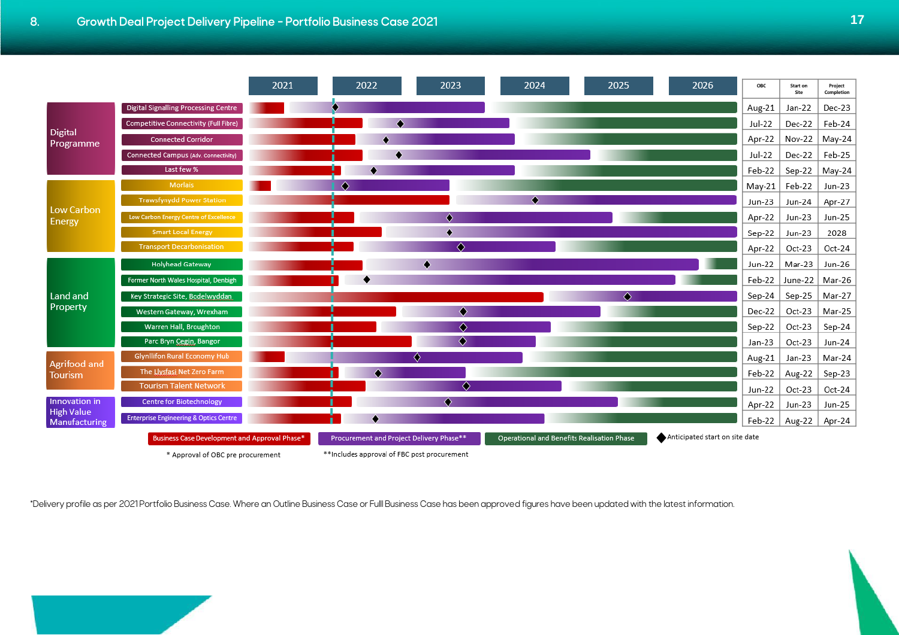# 8. Growth Deal Project Delivery Pipeline - Portfolio Business Case 2021

| Programme | Project | OBC | Start on Site | Project Completion |
|---|---|---|---|---|
| Digital Programme | Digital Signalling Processing Centre | Aug-21 | Jan-22 | Dec-23 |
| | Competitive Connectivity (Full Fibre) | Jul-22 | Dec-22 | Feb-24 |
| | Connected Corridor | Apr-22 | Nov-22 | May-24 |
| | Connected Campus (Adv. Connectivity) | Jul-22 | Dec-22 | Feb-25 |
| | Last few % | Feb-22 | Sep-22 | May-24 |
| Low Carbon Energy | Morlais | May-21 | Feb-22 | Jun-23 |
| | Trawsfynydd Power Station | Jun-23 | Jun-24 | Apr-27 |
| | Low Carbon Energy Centre of Excellence | Apr-22 | Jun-23 | Jun-25 |
| | Smart Local Energy | Sep-22 | Jun-23 | 2028 |
| | Transport Decarbonisation | Apr-22 | Oct-23 | Oct-24 |
| Land and Property | Holyhead Gateway | Jun-22 | Mar-23 | Jun-26 |
| | Former North Wales Hospital, Denbigh | Feb-22 | June-22 | Mar-26 |
| | Key Strategic Site, Bodelwyddan | Sep-24 | Sep-25 | Mar-27 |
| | Western Gateway, Wrexham | Dec-22 | Oct-23 | Mar-25 |
| | Warren Hall, Broughton | Sep-22 | Oct-23 | Sep-24 |
| | Parc Bryn Cegin, Bangor | Jan-23 | Oct-23 | Jun-24 |
| Agrifood and Tourism | Glynllifon Rural Economy Hub | Aug-21 | Jan-23 | Mar-24 |
| | The Llysfasi Net Zero Farm | Feb-22 | Aug-22 | Sep-23 |
| | Tourism Talent Network | Jun-22 | Oct-23 | Oct-24 |
| Innovation in High Value Manufacturing | Centre for Biotechnology | Apr-22 | Jun-23 | Jun-25 |
| | Enterprise Engineering & Optics Centre | Feb-22 | Aug-22 | Apr-24 |

Timeline: 2021 – 2026

Legend: Business Case Development and Approval Phase* | Procurement and Project Delivery Phase** | Operational and Benefits Realisation Phase | ◆ Anticipated start on site date

\* Approval of OBC pre procurement

\*\*Includes approval of FBC post procurement

*Delivery profile as per 2021 Portfolio Business Case. Where an Outline Business Case or Fulll Business Case has been approved figures have been updated with the latest information.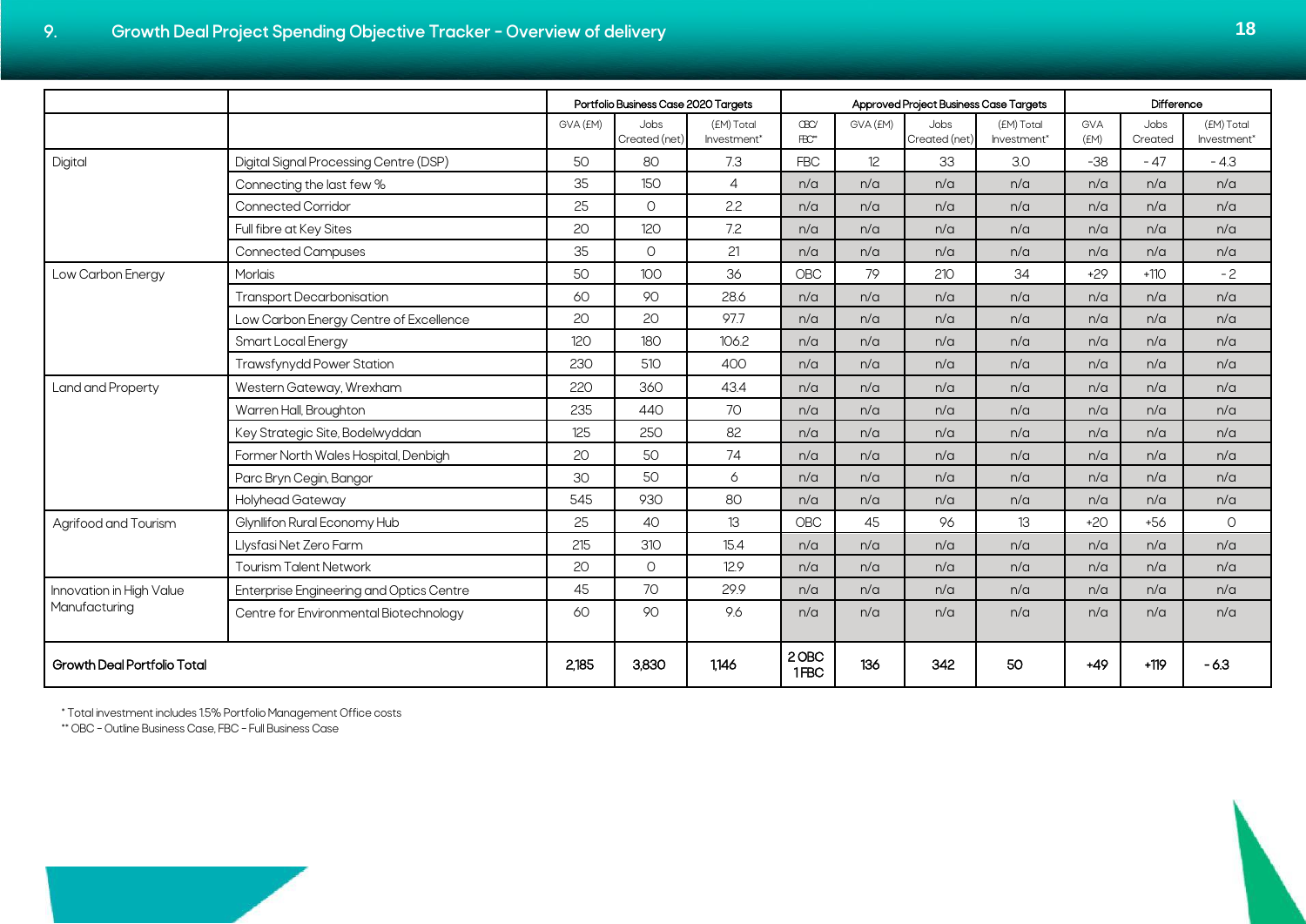## 9. Growth Deal Project Spending Objective Tracker - Overview of delivery

| | | Portfolio Business Case 2020 Targets | | | Approved Project Business Case Targets | | | | Difference | | |
|---|---|---|---|---|---|---|---|---|---|---|---|
| | | GVA (£M) | Jobs Created (net) | (£M) Total Investment* | OBC/ FBC** | GVA (£M) | Jobs Created (net) | (£M) Total Investment* | GVA (£M) | Jobs Created | (£M) Total Investment* |
| Digital | Digital Signal Processing Centre (DSP) | 50 | 80 | 7.3 | FBC | 12 | 33 | 3.0 | -38 | - 47 | - 4.3 |
| | Connecting the last few % | 35 | 150 | 4 | n/a | n/a | n/a | n/a | n/a | n/a | n/a |
| | Connected Corridor | 25 | 0 | 2.2 | n/a | n/a | n/a | n/a | n/a | n/a | n/a |
| | Full fibre at Key Sites | 20 | 120 | 7.2 | n/a | n/a | n/a | n/a | n/a | n/a | n/a |
| | Connected Campuses | 35 | 0 | 21 | n/a | n/a | n/a | n/a | n/a | n/a | n/a |
| Low Carbon Energy | Morlais | 50 | 100 | 36 | OBC | 79 | 210 | 34 | +29 | +110 | - 2 |
| | Transport Decarbonisation | 60 | 90 | 28.6 | n/a | n/a | n/a | n/a | n/a | n/a | n/a |
| | Low Carbon Energy Centre of Excellence | 20 | 20 | 97.7 | n/a | n/a | n/a | n/a | n/a | n/a | n/a |
| | Smart Local Energy | 120 | 180 | 106.2 | n/a | n/a | n/a | n/a | n/a | n/a | n/a |
| | Trawsfynydd Power Station | 230 | 510 | 400 | n/a | n/a | n/a | n/a | n/a | n/a | n/a |
| Land and Property | Western Gateway, Wrexham | 220 | 360 | 43.4 | n/a | n/a | n/a | n/a | n/a | n/a | n/a |
| | Warren Hall, Broughton | 235 | 440 | 70 | n/a | n/a | n/a | n/a | n/a | n/a | n/a |
| | Key Strategic Site, Bodelwyddan | 125 | 250 | 82 | n/a | n/a | n/a | n/a | n/a | n/a | n/a |
| | Former North Wales Hospital, Denbigh | 20 | 50 | 74 | n/a | n/a | n/a | n/a | n/a | n/a | n/a |
| | Parc Bryn Cegin, Bangor | 30 | 50 | 6 | n/a | n/a | n/a | n/a | n/a | n/a | n/a |
| | Holyhead Gateway | 545 | 930 | 80 | n/a | n/a | n/a | n/a | n/a | n/a | n/a |
| Agrifood and Tourism | Glynllifon Rural Economy Hub | 25 | 40 | 13 | OBC | 45 | 96 | 13 | +20 | +56 | 0 |
| | Llysfasi Net Zero Farm | 215 | 310 | 15.4 | n/a | n/a | n/a | n/a | n/a | n/a | n/a |
| | Tourism Talent Network | 20 | 0 | 12.9 | n/a | n/a | n/a | n/a | n/a | n/a | n/a |
| Innovation in High Value Manufacturing | Enterprise Engineering and Optics Centre | 45 | 70 | 29.9 | n/a | n/a | n/a | n/a | n/a | n/a | n/a |
| | Centre for Environmental Biotechnology | 60 | 90 | 9.6 | n/a | n/a | n/a | n/a | n/a | n/a | n/a |
| **Growth Deal Portfolio Total** | | **2,185** | **3,830** | **1,146** | **2 OBC 1 FBC** | **136** | **342** | **50** | **+49** | **+119** | **- 6.3** |

\* Total investment includes 1.5% Portfolio Management Office costs

** OBC - Outline Business Case, FBC - Full Business Case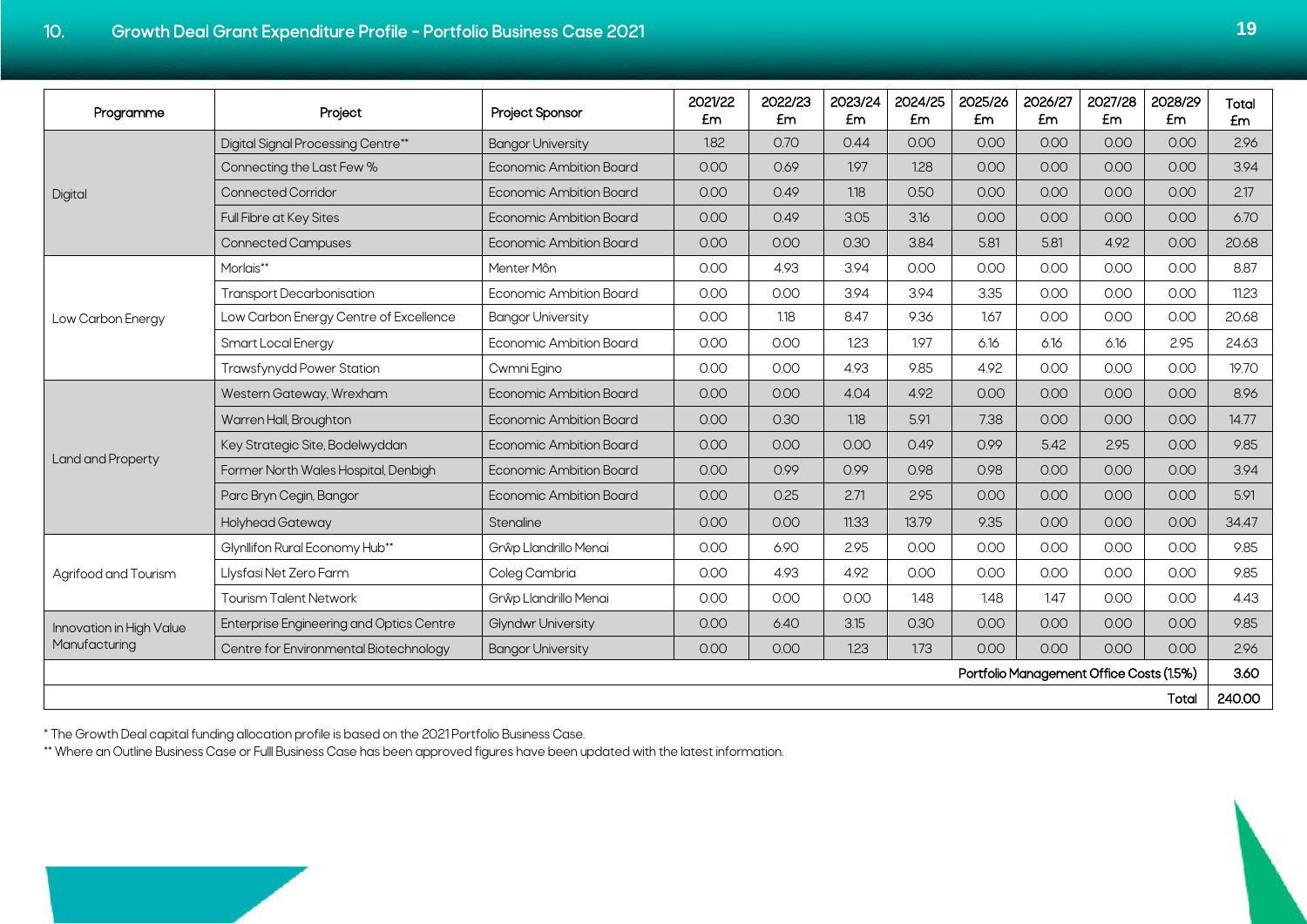## 10. Growth Deal Grant Expenditure Profile - Portfolio Business Case 2021

| Programme | Project | Project Sponsor | 2021/22 £m | 2022/23 £m | 2023/24 £m | 2024/25 £m | 2025/26 £m | 2026/27 £m | 2027/28 £m | 2028/29 £m | Total £m |
|---|---|---|---|---|---|---|---|---|---|---|---|
| Digital | Digital Signal Processing Centre** | Bangor University | 1.82 | 0.70 | 0.44 | 0.00 | 0.00 | 0.00 | 0.00 | 0.00 | 2.96 |
| | Connecting the Last Few % | Economic Ambition Board | 0.00 | 0.69 | 1.97 | 1.28 | 0.00 | 0.00 | 0.00 | 0.00 | 3.94 |
| | Connected Corridor | Economic Ambition Board | 0.00 | 0.49 | 1.18 | 0.50 | 0.00 | 0.00 | 0.00 | 0.00 | 2.17 |
| | Full Fibre at Key Sites | Economic Ambition Board | 0.00 | 0.49 | 3.05 | 3.16 | 0.00 | 0.00 | 0.00 | 0.00 | 6.70 |
| | Connected Campuses | Economic Ambition Board | 0.00 | 0.00 | 0.30 | 3.84 | 5.81 | 5.81 | 4.92 | 0.00 | 20.68 |
| Low Carbon Energy | Morlais** | Menter Môn | 0.00 | 4.93 | 3.94 | 0.00 | 0.00 | 0.00 | 0.00 | 0.00 | 8.87 |
| | Transport Decarbonisation | Economic Ambition Board | 0.00 | 0.00 | 3.94 | 3.94 | 3.35 | 0.00 | 0.00 | 0.00 | 11.23 |
| | Low Carbon Energy Centre of Excellence | Bangor University | 0.00 | 1.18 | 8.47 | 9.36 | 1.67 | 0.00 | 0.00 | 0.00 | 20.68 |
| | Smart Local Energy | Economic Ambition Board | 0.00 | 0.00 | 1.23 | 1.97 | 6.16 | 6.16 | 6.16 | 2.95 | 24.63 |
| | Trawsfynydd Power Station | Cwmni Egino | 0.00 | 0.00 | 4.93 | 9.85 | 4.92 | 0.00 | 0.00 | 0.00 | 19.70 |
| Land and Property | Western Gateway, Wrexham | Economic Ambition Board | 0.00 | 0.00 | 4.04 | 4.92 | 0.00 | 0.00 | 0.00 | 0.00 | 8.96 |
| | Warren Hall, Broughton | Economic Ambition Board | 0.00 | 0.30 | 1.18 | 5.91 | 7.38 | 0.00 | 0.00 | 0.00 | 14.77 |
| | Key Strategic Site, Bodelwyddan | Economic Ambition Board | 0.00 | 0.00 | 0.00 | 0.49 | 0.99 | 5.42 | 2.95 | 0.00 | 9.85 |
| | Former North Wales Hospital, Denbigh | Economic Ambition Board | 0.00 | 0.99 | 0.99 | 0.98 | 0.98 | 0.00 | 0.00 | 0.00 | 3.94 |
| | Parc Bryn Cegin, Bangor | Economic Ambition Board | 0.00 | 0.25 | 2.71 | 2.95 | 0.00 | 0.00 | 0.00 | 0.00 | 5.91 |
| | Holyhead Gateway | Stenaline | 0.00 | 0.00 | 11.33 | 13.79 | 9.35 | 0.00 | 0.00 | 0.00 | 34.47 |
| Agrifood and Tourism | Glynllifon Rural Economy Hub** | Grŵp Llandrillo Menai | 0.00 | 6.90 | 2.95 | 0.00 | 0.00 | 0.00 | 0.00 | 0.00 | 9.85 |
| | Llysfasi Net Zero Farm | Coleg Cambria | 0.00 | 4.93 | 4.92 | 0.00 | 0.00 | 0.00 | 0.00 | 0.00 | 9.85 |
| | Tourism Talent Network | Grŵp Llandrillo Menai | 0.00 | 0.00 | 0.00 | 1.48 | 1.48 | 1.47 | 0.00 | 0.00 | 4.43 |
| Innovation in High Value Manufacturing | Enterprise Engineering and Optics Centre | Glyndwr University | 0.00 | 6.40 | 3.15 | 0.30 | 0.00 | 0.00 | 0.00 | 0.00 | 9.85 |
| | Centre for Environmental Biotechnology | Bangor University | 0.00 | 0.00 | 1.23 | 1.73 | 0.00 | 0.00 | 0.00 | 0.00 | 2.96 |
| Portfolio Management Office Costs (1.5%) | | | | | | | | | | | 3.60 |
| Total | | | | | | | | | | | 240.00 |

* The Growth Deal capital funding allocation profile is based on the 2021 Portfolio Business Case.

** Where an Outline Business Case or Fulll Business Case has been approved figures have been updated with the latest information.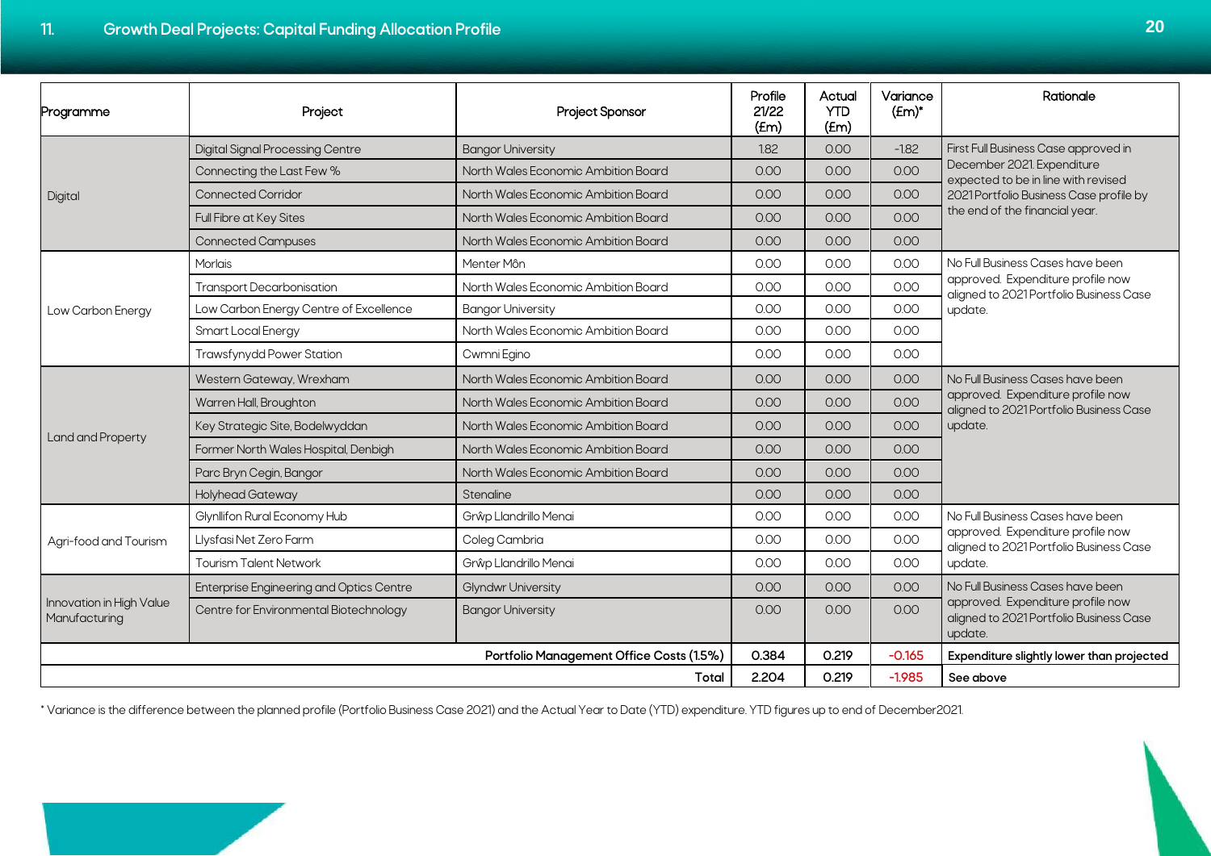## 11. Growth Deal Projects: Capital Funding Allocation Profile

| Programme | Project | Project Sponsor | Profile 21/22 (£m) | Actual YTD (£m) | Variance (£m)* | Rationale |
|---|---|---|---|---|---|---|
| Digital | Digital Signal Processing Centre | Bangor University | 1.82 | 0.00 | -1.82 | First Full Business Case approved in December 2021. Expenditure expected to be in line with revised 2021 Portfolio Business Case profile by the end of the financial year. |
| | Connecting the Last Few % | North Wales Economic Ambition Board | 0.00 | 0.00 | 0.00 | |
| | Connected Corridor | North Wales Economic Ambition Board | 0.00 | 0.00 | 0.00 | |
| | Full Fibre at Key Sites | North Wales Economic Ambition Board | 0.00 | 0.00 | 0.00 | |
| | Connected Campuses | North Wales Economic Ambition Board | 0.00 | 0.00 | 0.00 | |
| Low Carbon Energy | Morlais | Menter Môn | 0.00 | 0.00 | 0.00 | No Full Business Cases have been approved. Expenditure profile now aligned to 2021 Portfolio Business Case update. |
| | Transport Decarbonisation | North Wales Economic Ambition Board | 0.00 | 0.00 | 0.00 | |
| | Low Carbon Energy Centre of Excellence | Bangor University | 0.00 | 0.00 | 0.00 | |
| | Smart Local Energy | North Wales Economic Ambition Board | 0.00 | 0.00 | 0.00 | |
| | Trawsfynydd Power Station | Cwmni Egino | 0.00 | 0.00 | 0.00 | |
| Land and Property | Western Gateway, Wrexham | North Wales Economic Ambition Board | 0.00 | 0.00 | 0.00 | No Full Business Cases have been approved. Expenditure profile now aligned to 2021 Portfolio Business Case update. |
| | Warren Hall, Broughton | North Wales Economic Ambition Board | 0.00 | 0.00 | 0.00 | |
| | Key Strategic Site, Bodelwyddan | North Wales Economic Ambition Board | 0.00 | 0.00 | 0.00 | |
| | Former North Wales Hospital, Denbigh | North Wales Economic Ambition Board | 0.00 | 0.00 | 0.00 | |
| | Parc Bryn Cegin, Bangor | North Wales Economic Ambition Board | 0.00 | 0.00 | 0.00 | |
| | Holyhead Gateway | Stenaline | 0.00 | 0.00 | 0.00 | |
| Agri-food and Tourism | Glynllifon Rural Economy Hub | Grŵp Llandrillo Menai | 0.00 | 0.00 | 0.00 | No Full Business Cases have been approved. Expenditure profile now aligned to 2021 Portfolio Business Case update. |
| | Llysfasi Net Zero Farm | Coleg Cambria | 0.00 | 0.00 | 0.00 | |
| | Tourism Talent Network | Grŵp Llandrillo Menai | 0.00 | 0.00 | 0.00 | |
| Innovation in High Value Manufacturing | Enterprise Engineering and Optics Centre | Glyndwr University | 0.00 | 0.00 | 0.00 | No Full Business Cases have been approved. Expenditure profile now aligned to 2021 Portfolio Business Case update. |
| | Centre for Environmental Biotechnology | Bangor University | 0.00 | 0.00 | 0.00 | |
| | | **Portfolio Management Office Costs (1.5%)** | **0.384** | **0.219** | **-0.165** | **Expenditure slightly lower than projected** |
| | | **Total** | **2.204** | **0.219** | **-1.985** | **See above** |

\* Variance is the difference between the planned profile (Portfolio Business Case 2021) and the Actual Year to Date (YTD) expenditure. YTD figures up to end of December2021.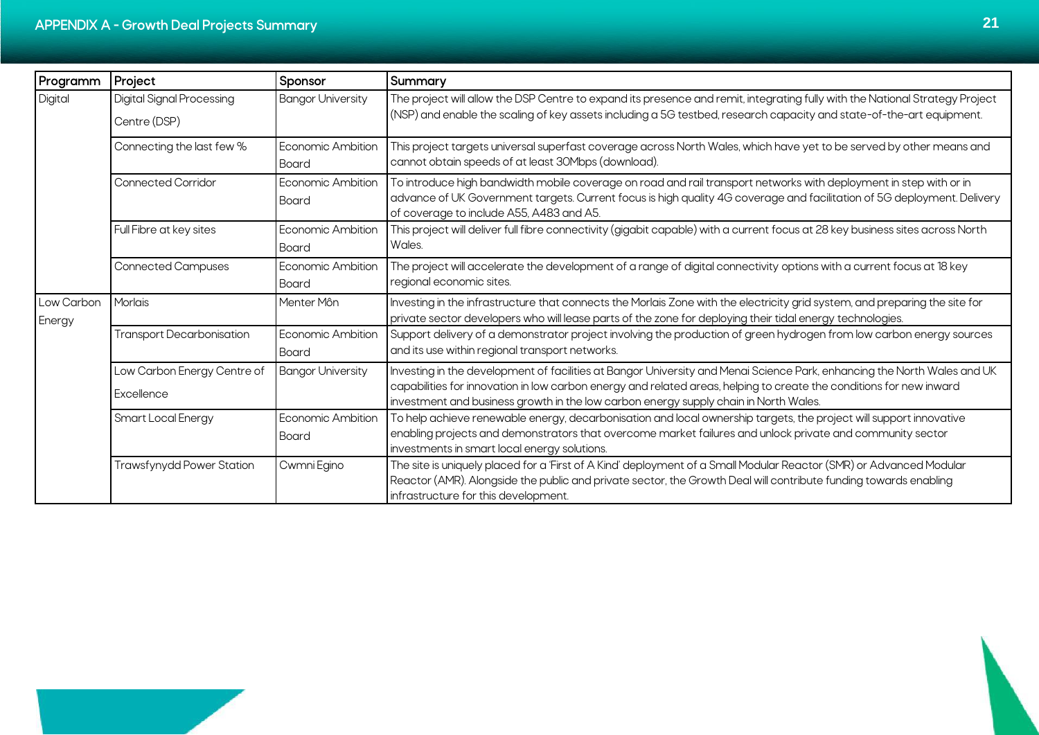## APPENDIX A - Growth Deal Projects Summary

| Programm | Project | Sponsor | Summary |
|---|---|---|---|
| Digital | Digital Signal Processing Centre (DSP) | Bangor University | The project will allow the DSP Centre to expand its presence and remit, integrating fully with the National Strategy Project (NSP) and enable the scaling of key assets including a 5G testbed, research capacity and state-of-the-art equipment. |
| | Connecting the last few % | Economic Ambition Board | This project targets universal superfast coverage across North Wales, which have yet to be served by other means and cannot obtain speeds of at least 30Mbps (download). |
| | Connected Corridor | Economic Ambition Board | To introduce high bandwidth mobile coverage on road and rail transport networks with deployment in step with or in advance of UK Government targets. Current focus is high quality 4G coverage and facilitation of 5G deployment. Delivery of coverage to include A55, A483 and A5. |
| | Full Fibre at key sites | Economic Ambition Board | This project will deliver full fibre connectivity (gigabit capable) with a current focus at 28 key business sites across North Wales. |
| | Connected Campuses | Economic Ambition Board | The project will accelerate the development of a range of digital connectivity options with a current focus at 18 key regional economic sites. |
| Low Carbon Energy | Morlais | Menter Môn | Investing in the infrastructure that connects the Morlais Zone with the electricity grid system, and preparing the site for private sector developers who will lease parts of the zone for deploying their tidal energy technologies. |
| | Transport Decarbonisation | Economic Ambition Board | Support delivery of a demonstrator project involving the production of green hydrogen from low carbon energy sources and its use within regional transport networks. |
| | Low Carbon Energy Centre of Excellence | Bangor University | Investing in the development of facilities at Bangor University and Menai Science Park, enhancing the North Wales and UK capabilities for innovation in low carbon energy and related areas, helping to create the conditions for new inward investment and business growth in the low carbon energy supply chain in North Wales. |
| | Smart Local Energy | Economic Ambition Board | To help achieve renewable energy, decarbonisation and local ownership targets, the project will support innovative enabling projects and demonstrators that overcome market failures and unlock private and community sector investments in smart local energy solutions. |
| | Trawsfynydd Power Station | Cwmni Egino | The site is uniquely placed for a 'First of A Kind' deployment of a Small Modular Reactor (SMR) or Advanced Modular Reactor (AMR). Alongside the public and private sector, the Growth Deal will contribute funding towards enabling infrastructure for this development. |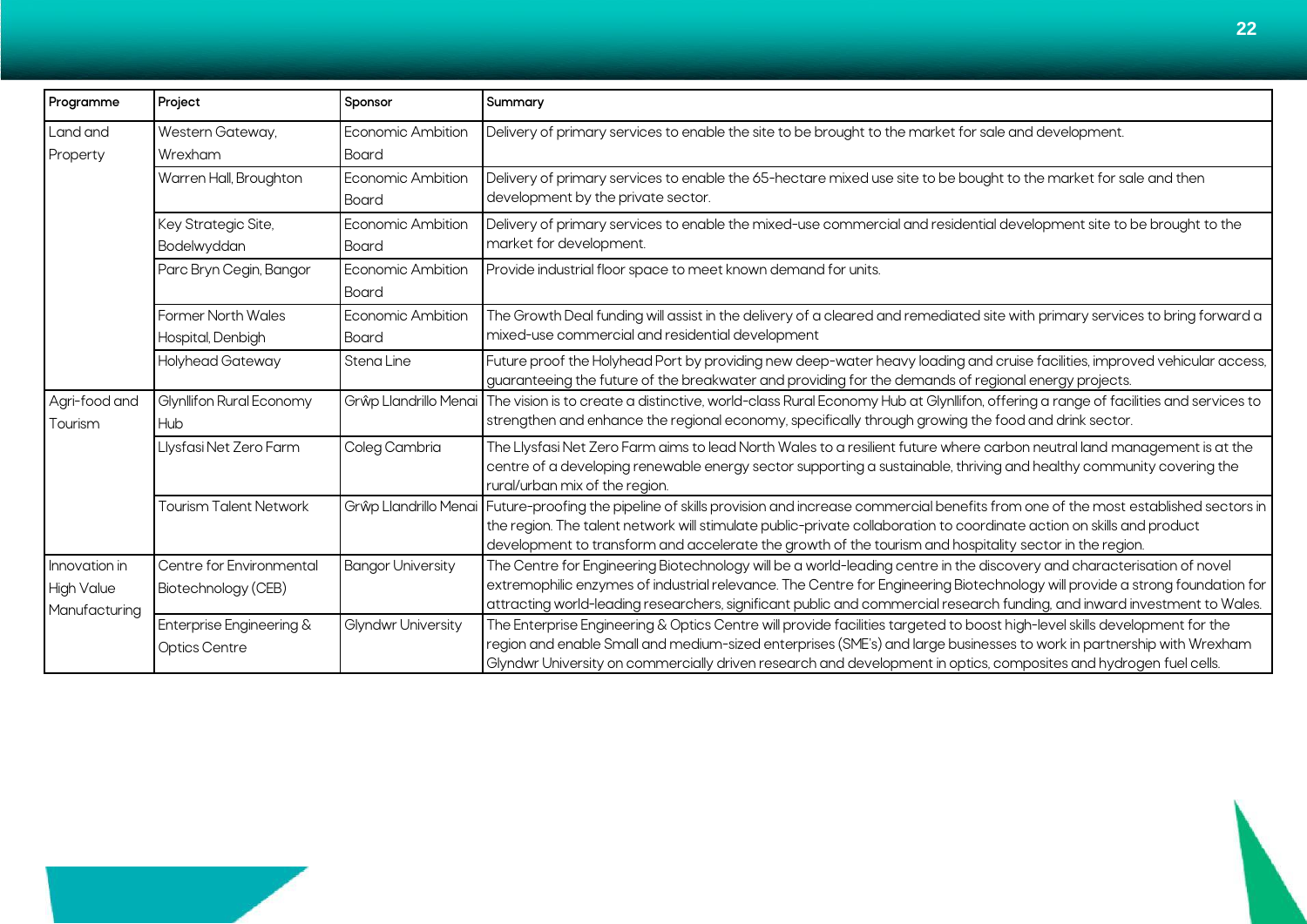| Programme | Project | Sponsor | Summary |
| --- | --- | --- | --- |
| Land and Property | Western Gateway, Wrexham | Economic Ambition Board | Delivery of primary services to enable the site to be brought to the market for sale and development. |
| | Warren Hall, Broughton | Economic Ambition Board | Delivery of primary services to enable the 65-hectare mixed use site to be bought to the market for sale and then development by the private sector. |
| | Key Strategic Site, Bodelwyddan | Economic Ambition Board | Delivery of primary services to enable the mixed-use commercial and residential development site to be brought to the market for development. |
| | Parc Bryn Cegin, Bangor | Economic Ambition Board | Provide industrial floor space to meet known demand for units. |
| | Former North Wales Hospital, Denbigh | Economic Ambition Board | The Growth Deal funding will assist in the delivery of a cleared and remediated site with primary services to bring forward a mixed-use commercial and residential development |
| | Holyhead Gateway | Stena Line | Future proof the Holyhead Port by providing new deep-water heavy loading and cruise facilities, improved vehicular access, guaranteeing the future of the breakwater and providing for the demands of regional energy projects. |
| Agri-food and Tourism | Glynllifon Rural Economy Hub | Grŵp Llandrillo Menai | The vision is to create a distinctive, world-class Rural Economy Hub at Glynllifon, offering a range of facilities and services to strengthen and enhance the regional economy, specifically through growing the food and drink sector. |
| | Llysfasi Net Zero Farm | Coleg Cambria | The Llysfasi Net Zero Farm aims to lead North Wales to a resilient future where carbon neutral land management is at the centre of a developing renewable energy sector supporting a sustainable, thriving and healthy community covering the rural/urban mix of the region. |
| | Tourism Talent Network | Grŵp Llandrillo Menai | Future-proofing the pipeline of skills provision and increase commercial benefits from one of the most established sectors in the region. The talent network will stimulate public-private collaboration to coordinate action on skills and product development to transform and accelerate the growth of the tourism and hospitality sector in the region. |
| Innovation in High Value Manufacturing | Centre for Environmental Biotechnology (CEB) | Bangor University | The Centre for Engineering Biotechnology will be a world-leading centre in the discovery and characterisation of novel extremophilic enzymes of industrial relevance. The Centre for Engineering Biotechnology will provide a strong foundation for attracting world-leading researchers, significant public and commercial research funding, and inward investment to Wales. |
| | Enterprise Engineering & Optics Centre | Glyndwr University | The Enterprise Engineering & Optics Centre will provide facilities targeted to boost high-level skills development for the region and enable Small and medium-sized enterprises (SME's) and large businesses to work in partnership with Wrexham Glyndwr University on commercially driven research and development in optics, composites and hydrogen fuel cells. |